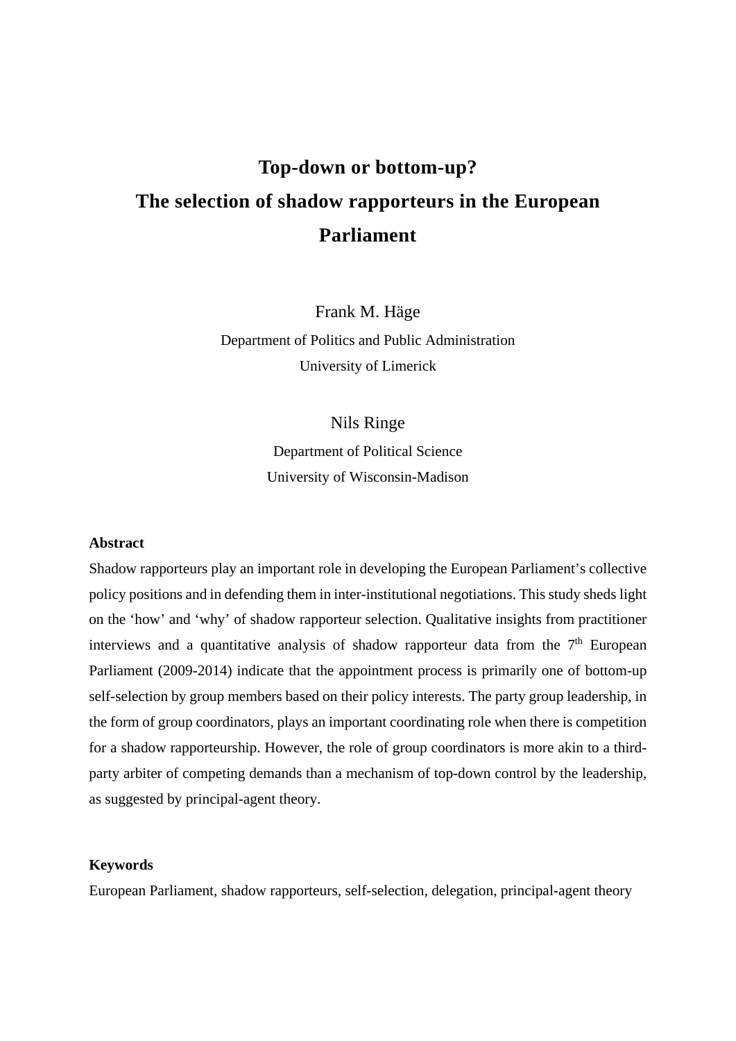# Top-down or bottom-up?
# The selection of shadow rapporteurs in the European Parliament

Frank M. Häge

Department of Politics and Public Administration

University of Limerick

Nils Ringe

Department of Political Science

University of Wisconsin-Madison

**Abstract**

Shadow rapporteurs play an important role in developing the European Parliament's collective policy positions and in defending them in inter-institutional negotiations. This study sheds light on the 'how' and 'why' of shadow rapporteur selection. Qualitative insights from practitioner interviews and a quantitative analysis of shadow rapporteur data from the 7th European Parliament (2009-2014) indicate that the appointment process is primarily one of bottom-up self-selection by group members based on their policy interests. The party group leadership, in the form of group coordinators, plays an important coordinating role when there is competition for a shadow rapporteurship. However, the role of group coordinators is more akin to a third-party arbiter of competing demands than a mechanism of top-down control by the leadership, as suggested by principal-agent theory.

**Keywords**

European Parliament, shadow rapporteurs, self-selection, delegation, principal-agent theory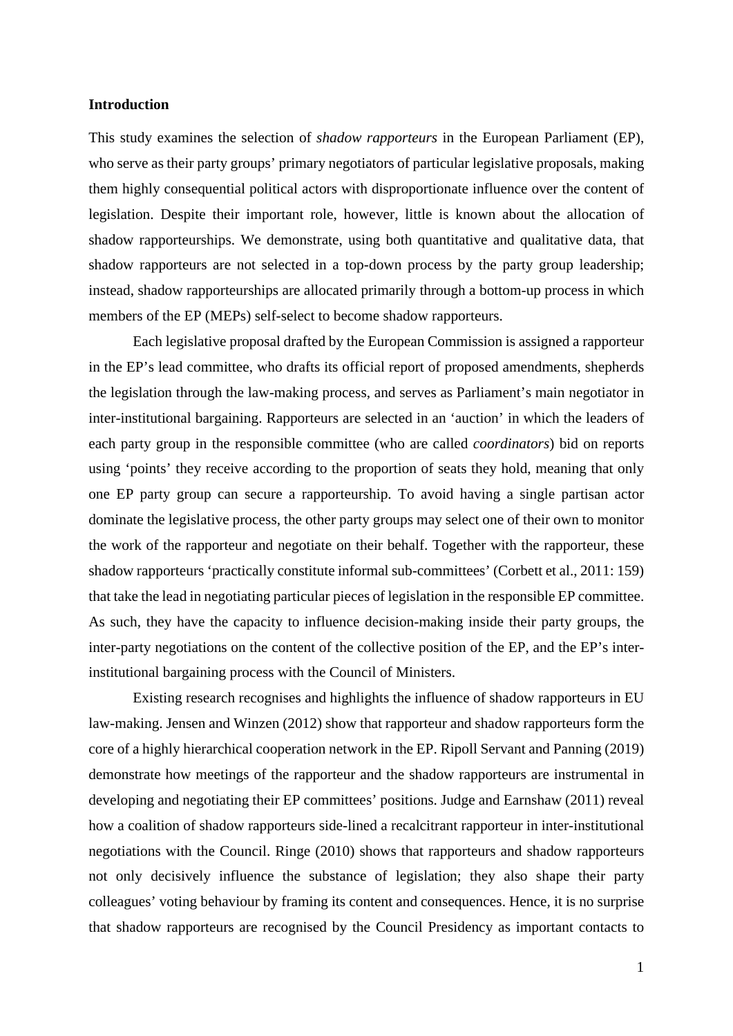## Introduction

This study examines the selection of *shadow rapporteurs* in the European Parliament (EP), who serve as their party groups' primary negotiators of particular legislative proposals, making them highly consequential political actors with disproportionate influence over the content of legislation. Despite their important role, however, little is known about the allocation of shadow rapporteurships. We demonstrate, using both quantitative and qualitative data, that shadow rapporteurs are not selected in a top-down process by the party group leadership; instead, shadow rapporteurships are allocated primarily through a bottom-up process in which members of the EP (MEPs) self-select to become shadow rapporteurs.

Each legislative proposal drafted by the European Commission is assigned a rapporteur in the EP's lead committee, who drafts its official report of proposed amendments, shepherds the legislation through the law-making process, and serves as Parliament's main negotiator in inter-institutional bargaining. Rapporteurs are selected in an 'auction' in which the leaders of each party group in the responsible committee (who are called *coordinators*) bid on reports using 'points' they receive according to the proportion of seats they hold, meaning that only one EP party group can secure a rapporteurship. To avoid having a single partisan actor dominate the legislative process, the other party groups may select one of their own to monitor the work of the rapporteur and negotiate on their behalf. Together with the rapporteur, these shadow rapporteurs 'practically constitute informal sub-committees' (Corbett et al., 2011: 159) that take the lead in negotiating particular pieces of legislation in the responsible EP committee. As such, they have the capacity to influence decision-making inside their party groups, the inter-party negotiations on the content of the collective position of the EP, and the EP's inter-institutional bargaining process with the Council of Ministers.

Existing research recognises and highlights the influence of shadow rapporteurs in EU law-making. Jensen and Winzen (2012) show that rapporteur and shadow rapporteurs form the core of a highly hierarchical cooperation network in the EP. Ripoll Servant and Panning (2019) demonstrate how meetings of the rapporteur and the shadow rapporteurs are instrumental in developing and negotiating their EP committees' positions. Judge and Earnshaw (2011) reveal how a coalition of shadow rapporteurs side-lined a recalcitrant rapporteur in inter-institutional negotiations with the Council. Ringe (2010) shows that rapporteurs and shadow rapporteurs not only decisively influence the substance of legislation; they also shape their party colleagues' voting behaviour by framing its content and consequences. Hence, it is no surprise that shadow rapporteurs are recognised by the Council Presidency as important contacts to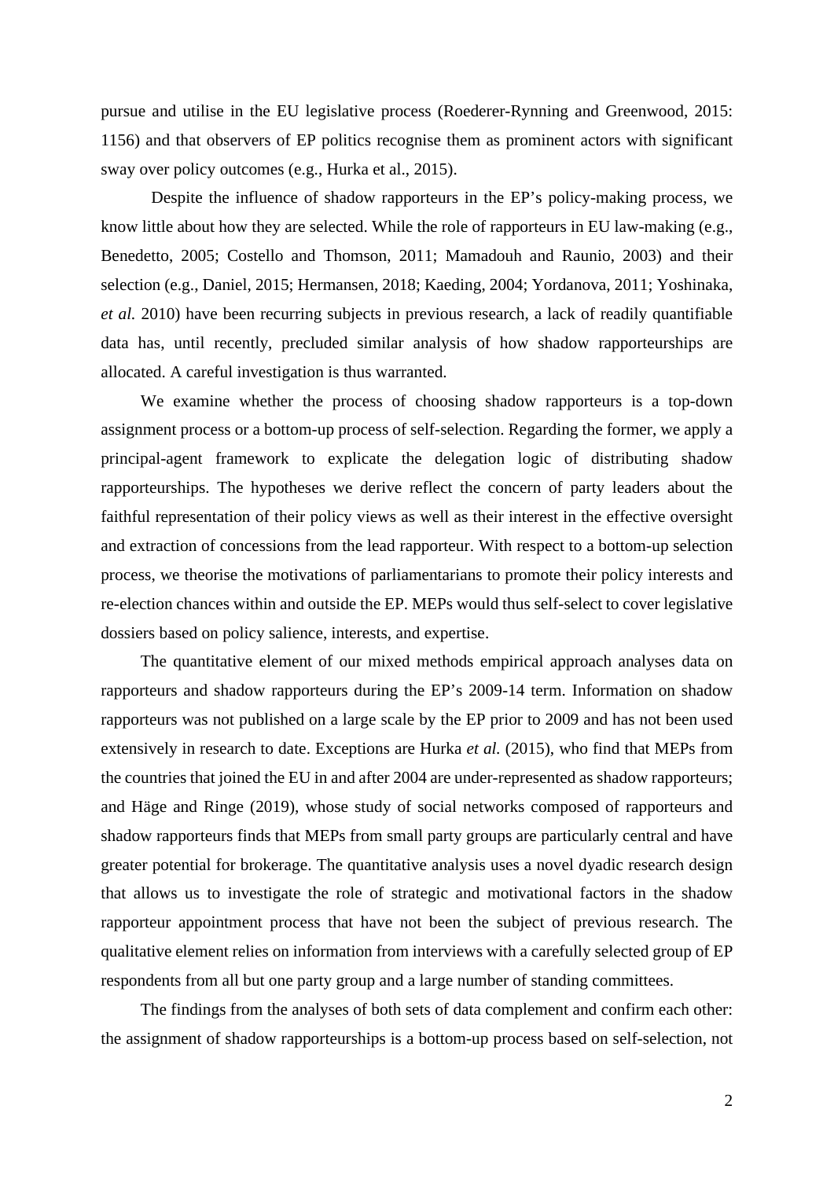pursue and utilise in the EU legislative process (Roederer-Rynning and Greenwood, 2015: 1156) and that observers of EP politics recognise them as prominent actors with significant sway over policy outcomes (e.g., Hurka et al., 2015).

Despite the influence of shadow rapporteurs in the EP's policy-making process, we know little about how they are selected. While the role of rapporteurs in EU law-making (e.g., Benedetto, 2005; Costello and Thomson, 2011; Mamadouh and Raunio, 2003) and their selection (e.g., Daniel, 2015; Hermansen, 2018; Kaeding, 2004; Yordanova, 2011; Yoshinaka, *et al.* 2010) have been recurring subjects in previous research, a lack of readily quantifiable data has, until recently, precluded similar analysis of how shadow rapporteurships are allocated. A careful investigation is thus warranted.

We examine whether the process of choosing shadow rapporteurs is a top-down assignment process or a bottom-up process of self-selection. Regarding the former, we apply a principal-agent framework to explicate the delegation logic of distributing shadow rapporteurships. The hypotheses we derive reflect the concern of party leaders about the faithful representation of their policy views as well as their interest in the effective oversight and extraction of concessions from the lead rapporteur. With respect to a bottom-up selection process, we theorise the motivations of parliamentarians to promote their policy interests and re-election chances within and outside the EP. MEPs would thus self-select to cover legislative dossiers based on policy salience, interests, and expertise.

The quantitative element of our mixed methods empirical approach analyses data on rapporteurs and shadow rapporteurs during the EP's 2009-14 term. Information on shadow rapporteurs was not published on a large scale by the EP prior to 2009 and has not been used extensively in research to date. Exceptions are Hurka *et al.* (2015), who find that MEPs from the countries that joined the EU in and after 2004 are under-represented as shadow rapporteurs; and Häge and Ringe (2019), whose study of social networks composed of rapporteurs and shadow rapporteurs finds that MEPs from small party groups are particularly central and have greater potential for brokerage. The quantitative analysis uses a novel dyadic research design that allows us to investigate the role of strategic and motivational factors in the shadow rapporteur appointment process that have not been the subject of previous research. The qualitative element relies on information from interviews with a carefully selected group of EP respondents from all but one party group and a large number of standing committees.

The findings from the analyses of both sets of data complement and confirm each other: the assignment of shadow rapporteurships is a bottom-up process based on self-selection, not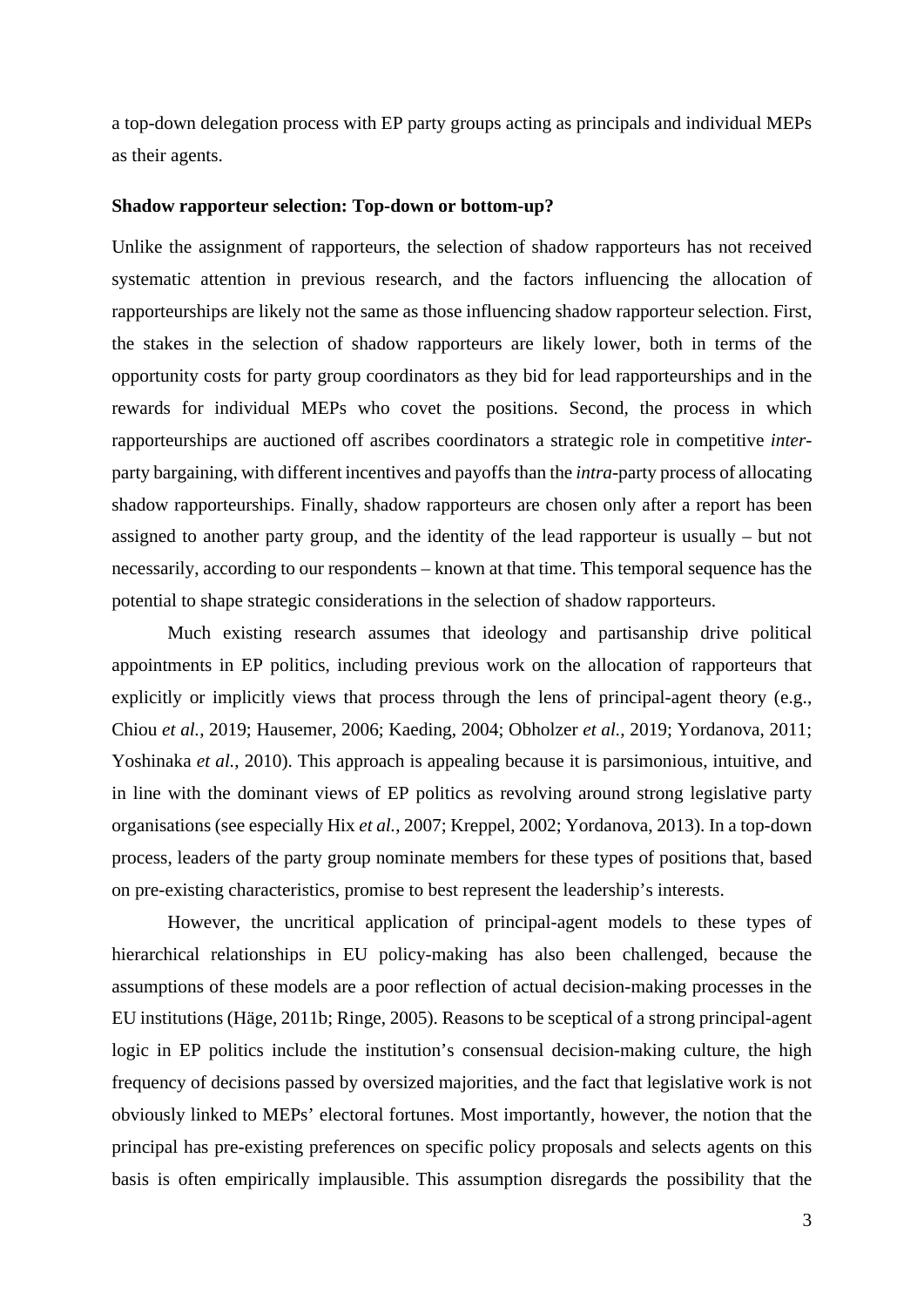a top-down delegation process with EP party groups acting as principals and individual MEPs as their agents.

**Shadow rapporteur selection: Top-down or bottom-up?**

Unlike the assignment of rapporteurs, the selection of shadow rapporteurs has not received systematic attention in previous research, and the factors influencing the allocation of rapporteurships are likely not the same as those influencing shadow rapporteur selection. First, the stakes in the selection of shadow rapporteurs are likely lower, both in terms of the opportunity costs for party group coordinators as they bid for lead rapporteurships and in the rewards for individual MEPs who covet the positions. Second, the process in which rapporteurships are auctioned off ascribes coordinators a strategic role in competitive *inter*-party bargaining, with different incentives and payoffs than the *intra*-party process of allocating shadow rapporteurships. Finally, shadow rapporteurs are chosen only after a report has been assigned to another party group, and the identity of the lead rapporteur is usually – but not necessarily, according to our respondents – known at that time. This temporal sequence has the potential to shape strategic considerations in the selection of shadow rapporteurs.

Much existing research assumes that ideology and partisanship drive political appointments in EP politics, including previous work on the allocation of rapporteurs that explicitly or implicitly views that process through the lens of principal-agent theory (e.g., Chiou *et al.*, 2019; Hausemer, 2006; Kaeding, 2004; Obholzer *et al.*, 2019; Yordanova, 2011; Yoshinaka *et al.*, 2010). This approach is appealing because it is parsimonious, intuitive, and in line with the dominant views of EP politics as revolving around strong legislative party organisations (see especially Hix *et al.*, 2007; Kreppel, 2002; Yordanova, 2013). In a top-down process, leaders of the party group nominate members for these types of positions that, based on pre-existing characteristics, promise to best represent the leadership's interests.

However, the uncritical application of principal-agent models to these types of hierarchical relationships in EU policy-making has also been challenged, because the assumptions of these models are a poor reflection of actual decision-making processes in the EU institutions (Häge, 2011b; Ringe, 2005). Reasons to be sceptical of a strong principal-agent logic in EP politics include the institution's consensual decision-making culture, the high frequency of decisions passed by oversized majorities, and the fact that legislative work is not obviously linked to MEPs' electoral fortunes. Most importantly, however, the notion that the principal has pre-existing preferences on specific policy proposals and selects agents on this basis is often empirically implausible. This assumption disregards the possibility that the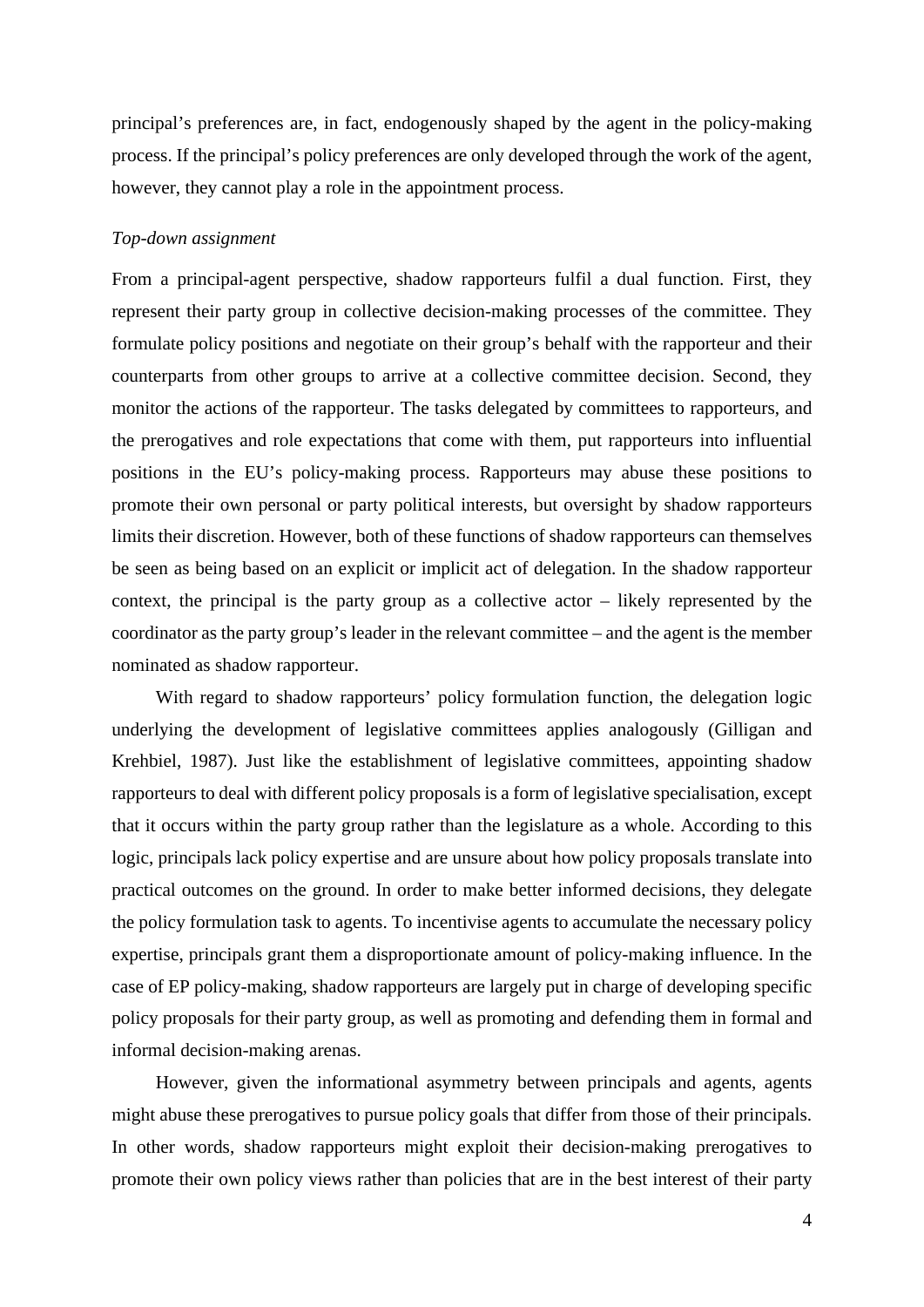principal's preferences are, in fact, endogenously shaped by the agent in the policy-making process. If the principal's policy preferences are only developed through the work of the agent, however, they cannot play a role in the appointment process.

*Top-down assignment*

From a principal-agent perspective, shadow rapporteurs fulfil a dual function. First, they represent their party group in collective decision-making processes of the committee. They formulate policy positions and negotiate on their group's behalf with the rapporteur and their counterparts from other groups to arrive at a collective committee decision. Second, they monitor the actions of the rapporteur. The tasks delegated by committees to rapporteurs, and the prerogatives and role expectations that come with them, put rapporteurs into influential positions in the EU's policy-making process. Rapporteurs may abuse these positions to promote their own personal or party political interests, but oversight by shadow rapporteurs limits their discretion. However, both of these functions of shadow rapporteurs can themselves be seen as being based on an explicit or implicit act of delegation. In the shadow rapporteur context, the principal is the party group as a collective actor – likely represented by the coordinator as the party group's leader in the relevant committee – and the agent is the member nominated as shadow rapporteur.

With regard to shadow rapporteurs' policy formulation function, the delegation logic underlying the development of legislative committees applies analogously (Gilligan and Krehbiel, 1987). Just like the establishment of legislative committees, appointing shadow rapporteurs to deal with different policy proposals is a form of legislative specialisation, except that it occurs within the party group rather than the legislature as a whole. According to this logic, principals lack policy expertise and are unsure about how policy proposals translate into practical outcomes on the ground. In order to make better informed decisions, they delegate the policy formulation task to agents. To incentivise agents to accumulate the necessary policy expertise, principals grant them a disproportionate amount of policy-making influence. In the case of EP policy-making, shadow rapporteurs are largely put in charge of developing specific policy proposals for their party group, as well as promoting and defending them in formal and informal decision-making arenas.

However, given the informational asymmetry between principals and agents, agents might abuse these prerogatives to pursue policy goals that differ from those of their principals. In other words, shadow rapporteurs might exploit their decision-making prerogatives to promote their own policy views rather than policies that are in the best interest of their party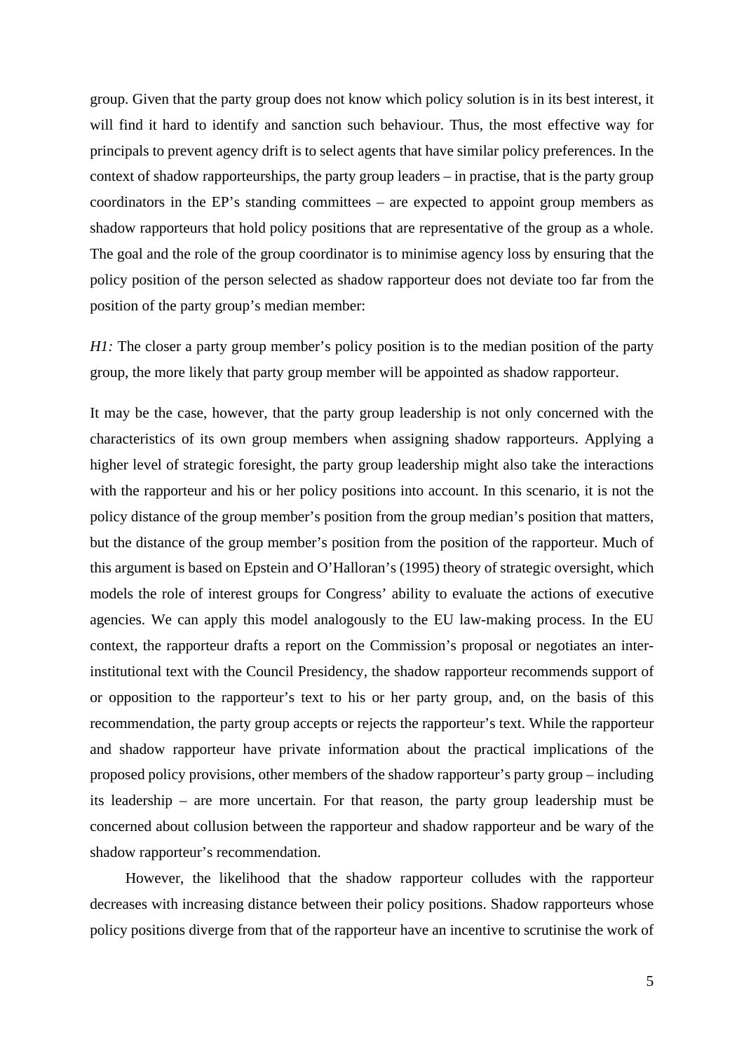group. Given that the party group does not know which policy solution is in its best interest, it will find it hard to identify and sanction such behaviour. Thus, the most effective way for principals to prevent agency drift is to select agents that have similar policy preferences. In the context of shadow rapporteurships, the party group leaders – in practise, that is the party group coordinators in the EP's standing committees – are expected to appoint group members as shadow rapporteurs that hold policy positions that are representative of the group as a whole. The goal and the role of the group coordinator is to minimise agency loss by ensuring that the policy position of the person selected as shadow rapporteur does not deviate too far from the position of the party group's median member:

*H1:* The closer a party group member's policy position is to the median position of the party group, the more likely that party group member will be appointed as shadow rapporteur.

It may be the case, however, that the party group leadership is not only concerned with the characteristics of its own group members when assigning shadow rapporteurs. Applying a higher level of strategic foresight, the party group leadership might also take the interactions with the rapporteur and his or her policy positions into account. In this scenario, it is not the policy distance of the group member's position from the group median's position that matters, but the distance of the group member's position from the position of the rapporteur. Much of this argument is based on Epstein and O'Halloran's (1995) theory of strategic oversight, which models the role of interest groups for Congress' ability to evaluate the actions of executive agencies. We can apply this model analogously to the EU law-making process. In the EU context, the rapporteur drafts a report on the Commission's proposal or negotiates an inter-institutional text with the Council Presidency, the shadow rapporteur recommends support of or opposition to the rapporteur's text to his or her party group, and, on the basis of this recommendation, the party group accepts or rejects the rapporteur's text. While the rapporteur and shadow rapporteur have private information about the practical implications of the proposed policy provisions, other members of the shadow rapporteur's party group – including its leadership – are more uncertain. For that reason, the party group leadership must be concerned about collusion between the rapporteur and shadow rapporteur and be wary of the shadow rapporteur's recommendation.

However, the likelihood that the shadow rapporteur colludes with the rapporteur decreases with increasing distance between their policy positions. Shadow rapporteurs whose policy positions diverge from that of the rapporteur have an incentive to scrutinise the work of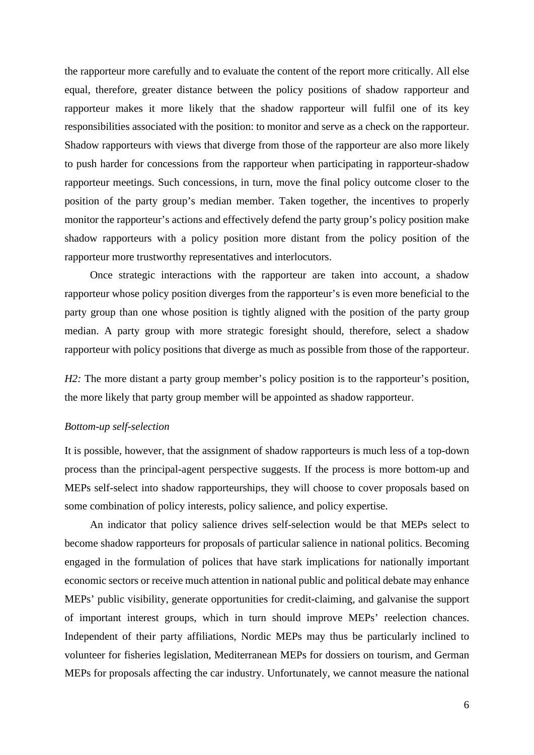the rapporteur more carefully and to evaluate the content of the report more critically. All else equal, therefore, greater distance between the policy positions of shadow rapporteur and rapporteur makes it more likely that the shadow rapporteur will fulfil one of its key responsibilities associated with the position: to monitor and serve as a check on the rapporteur. Shadow rapporteurs with views that diverge from those of the rapporteur are also more likely to push harder for concessions from the rapporteur when participating in rapporteur-shadow rapporteur meetings. Such concessions, in turn, move the final policy outcome closer to the position of the party group's median member. Taken together, the incentives to properly monitor the rapporteur's actions and effectively defend the party group's policy position make shadow rapporteurs with a policy position more distant from the policy position of the rapporteur more trustworthy representatives and interlocutors.

Once strategic interactions with the rapporteur are taken into account, a shadow rapporteur whose policy position diverges from the rapporteur's is even more beneficial to the party group than one whose position is tightly aligned with the position of the party group median. A party group with more strategic foresight should, therefore, select a shadow rapporteur with policy positions that diverge as much as possible from those of the rapporteur.

*H2:* The more distant a party group member's policy position is to the rapporteur's position, the more likely that party group member will be appointed as shadow rapporteur.

*Bottom-up self-selection*

It is possible, however, that the assignment of shadow rapporteurs is much less of a top-down process than the principal-agent perspective suggests. If the process is more bottom-up and MEPs self-select into shadow rapporteurships, they will choose to cover proposals based on some combination of policy interests, policy salience, and policy expertise.

An indicator that policy salience drives self-selection would be that MEPs select to become shadow rapporteurs for proposals of particular salience in national politics. Becoming engaged in the formulation of polices that have stark implications for nationally important economic sectors or receive much attention in national public and political debate may enhance MEPs' public visibility, generate opportunities for credit-claiming, and galvanise the support of important interest groups, which in turn should improve MEPs' reelection chances. Independent of their party affiliations, Nordic MEPs may thus be particularly inclined to volunteer for fisheries legislation, Mediterranean MEPs for dossiers on tourism, and German MEPs for proposals affecting the car industry. Unfortunately, we cannot measure the national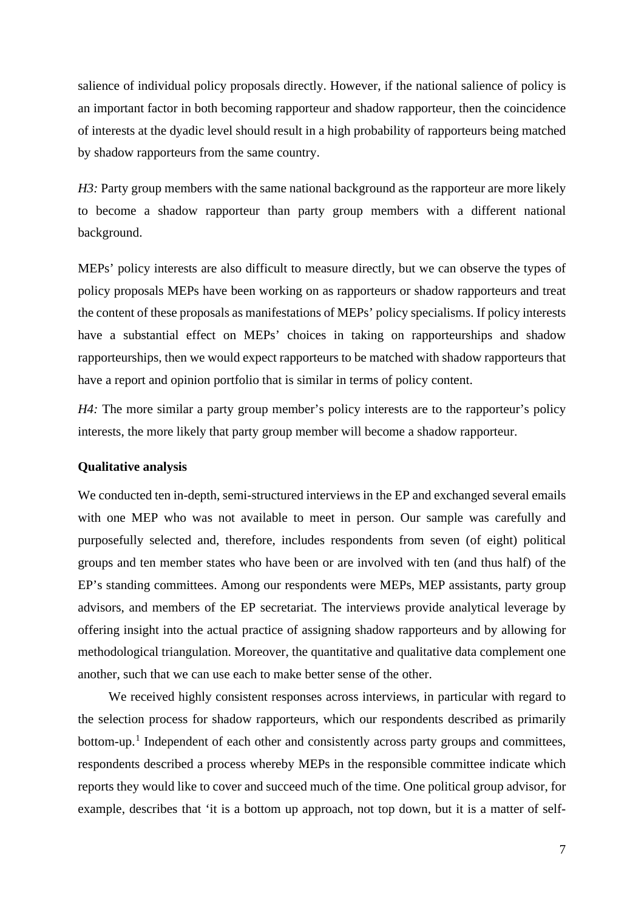salience of individual policy proposals directly. However, if the national salience of policy is an important factor in both becoming rapporteur and shadow rapporteur, then the coincidence of interests at the dyadic level should result in a high probability of rapporteurs being matched by shadow rapporteurs from the same country.

*H3:* Party group members with the same national background as the rapporteur are more likely to become a shadow rapporteur than party group members with a different national background.

MEPs' policy interests are also difficult to measure directly, but we can observe the types of policy proposals MEPs have been working on as rapporteurs or shadow rapporteurs and treat the content of these proposals as manifestations of MEPs' policy specialisms. If policy interests have a substantial effect on MEPs' choices in taking on rapporteurships and shadow rapporteurships, then we would expect rapporteurs to be matched with shadow rapporteurs that have a report and opinion portfolio that is similar in terms of policy content.

*H4:* The more similar a party group member's policy interests are to the rapporteur's policy interests, the more likely that party group member will become a shadow rapporteur.

**Qualitative analysis**

We conducted ten in-depth, semi-structured interviews in the EP and exchanged several emails with one MEP who was not available to meet in person. Our sample was carefully and purposefully selected and, therefore, includes respondents from seven (of eight) political groups and ten member states who have been or are involved with ten (and thus half) of the EP's standing committees. Among our respondents were MEPs, MEP assistants, party group advisors, and members of the EP secretariat. The interviews provide analytical leverage by offering insight into the actual practice of assigning shadow rapporteurs and by allowing for methodological triangulation. Moreover, the quantitative and qualitative data complement one another, such that we can use each to make better sense of the other.

We received highly consistent responses across interviews, in particular with regard to the selection process for shadow rapporteurs, which our respondents described as primarily bottom-up.[1] Independent of each other and consistently across party groups and committees, respondents described a process whereby MEPs in the responsible committee indicate which reports they would like to cover and succeed much of the time. One political group advisor, for example, describes that 'it is a bottom up approach, not top down, but it is a matter of self-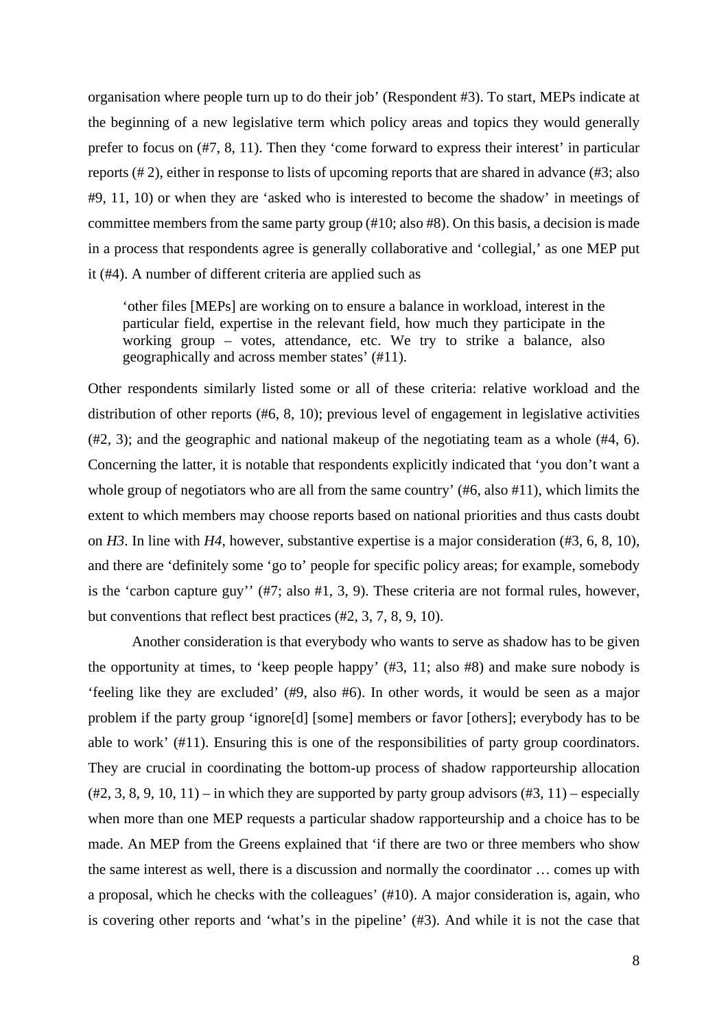organisation where people turn up to do their job' (Respondent #3). To start, MEPs indicate at the beginning of a new legislative term which policy areas and topics they would generally prefer to focus on (#7, 8, 11). Then they 'come forward to express their interest' in particular reports (# 2), either in response to lists of upcoming reports that are shared in advance (#3; also #9, 11, 10) or when they are 'asked who is interested to become the shadow' in meetings of committee members from the same party group (#10; also #8). On this basis, a decision is made in a process that respondents agree is generally collaborative and 'collegial,' as one MEP put it (#4). A number of different criteria are applied such as

> 'other files [MEPs] are working on to ensure a balance in workload, interest in the particular field, expertise in the relevant field, how much they participate in the working group – votes, attendance, etc. We try to strike a balance, also geographically and across member states' (#11).

Other respondents similarly listed some or all of these criteria: relative workload and the distribution of other reports (#6, 8, 10); previous level of engagement in legislative activities (#2, 3); and the geographic and national makeup of the negotiating team as a whole (#4, 6). Concerning the latter, it is notable that respondents explicitly indicated that 'you don't want a whole group of negotiators who are all from the same country' (#6, also #11), which limits the extent to which members may choose reports based on national priorities and thus casts doubt on *H3*. In line with *H4*, however, substantive expertise is a major consideration (#3, 6, 8, 10), and there are 'definitely some 'go to' people for specific policy areas; for example, somebody is the 'carbon capture guy'' (#7; also #1, 3, 9). These criteria are not formal rules, however, but conventions that reflect best practices (#2, 3, 7, 8, 9, 10).

Another consideration is that everybody who wants to serve as shadow has to be given the opportunity at times, to 'keep people happy' (#3, 11; also #8) and make sure nobody is 'feeling like they are excluded' (#9, also #6). In other words, it would be seen as a major problem if the party group 'ignore[d] [some] members or favor [others]; everybody has to be able to work' (#11). Ensuring this is one of the responsibilities of party group coordinators. They are crucial in coordinating the bottom-up process of shadow rapporteurship allocation (#2, 3, 8, 9, 10, 11) – in which they are supported by party group advisors (#3, 11) – especially when more than one MEP requests a particular shadow rapporteurship and a choice has to be made. An MEP from the Greens explained that 'if there are two or three members who show the same interest as well, there is a discussion and normally the coordinator … comes up with a proposal, which he checks with the colleagues' (#10). A major consideration is, again, who is covering other reports and 'what's in the pipeline' (#3). And while it is not the case that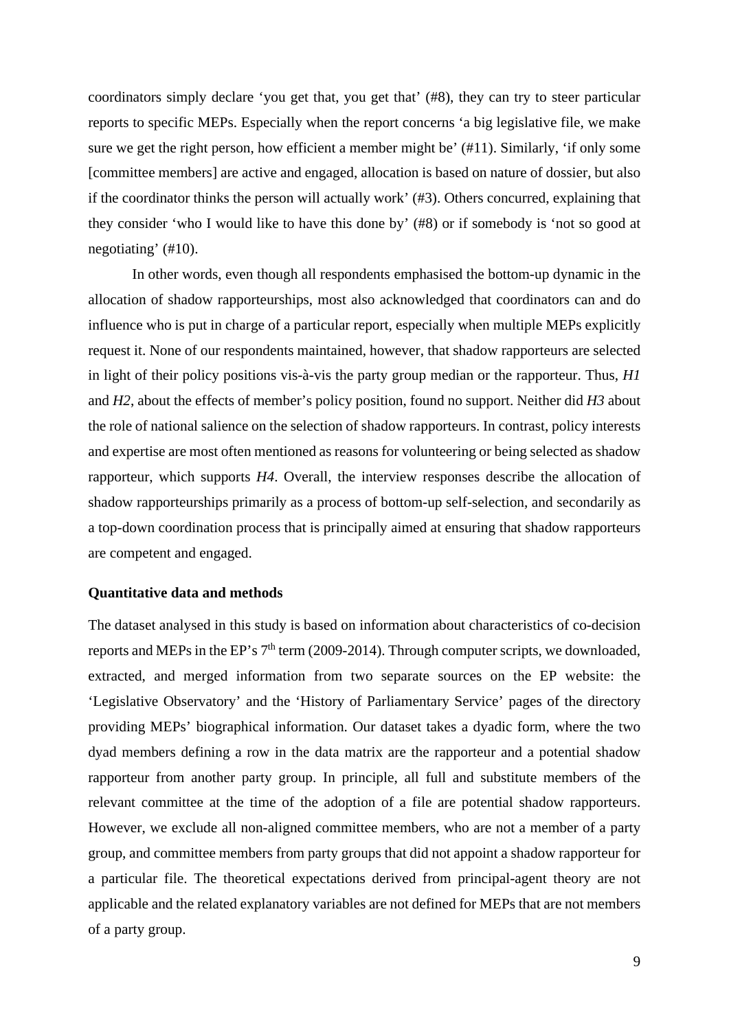coordinators simply declare 'you get that, you get that' (#8), they can try to steer particular reports to specific MEPs. Especially when the report concerns 'a big legislative file, we make sure we get the right person, how efficient a member might be' (#11). Similarly, 'if only some [committee members] are active and engaged, allocation is based on nature of dossier, but also if the coordinator thinks the person will actually work' (#3). Others concurred, explaining that they consider 'who I would like to have this done by' (#8) or if somebody is 'not so good at negotiating' (#10).

In other words, even though all respondents emphasised the bottom-up dynamic in the allocation of shadow rapporteurships, most also acknowledged that coordinators can and do influence who is put in charge of a particular report, especially when multiple MEPs explicitly request it. None of our respondents maintained, however, that shadow rapporteurs are selected in light of their policy positions vis-à-vis the party group median or the rapporteur. Thus, *H1* and *H2*, about the effects of member's policy position, found no support. Neither did *H3* about the role of national salience on the selection of shadow rapporteurs. In contrast, policy interests and expertise are most often mentioned as reasons for volunteering or being selected as shadow rapporteur, which supports *H4*. Overall, the interview responses describe the allocation of shadow rapporteurships primarily as a process of bottom-up self-selection, and secondarily as a top-down coordination process that is principally aimed at ensuring that shadow rapporteurs are competent and engaged.

**Quantitative data and methods**

The dataset analysed in this study is based on information about characteristics of co-decision reports and MEPs in the EP's 7th term (2009-2014). Through computer scripts, we downloaded, extracted, and merged information from two separate sources on the EP website: the 'Legislative Observatory' and the 'History of Parliamentary Service' pages of the directory providing MEPs' biographical information. Our dataset takes a dyadic form, where the two dyad members defining a row in the data matrix are the rapporteur and a potential shadow rapporteur from another party group. In principle, all full and substitute members of the relevant committee at the time of the adoption of a file are potential shadow rapporteurs. However, we exclude all non-aligned committee members, who are not a member of a party group, and committee members from party groups that did not appoint a shadow rapporteur for a particular file. The theoretical expectations derived from principal-agent theory are not applicable and the related explanatory variables are not defined for MEPs that are not members of a party group.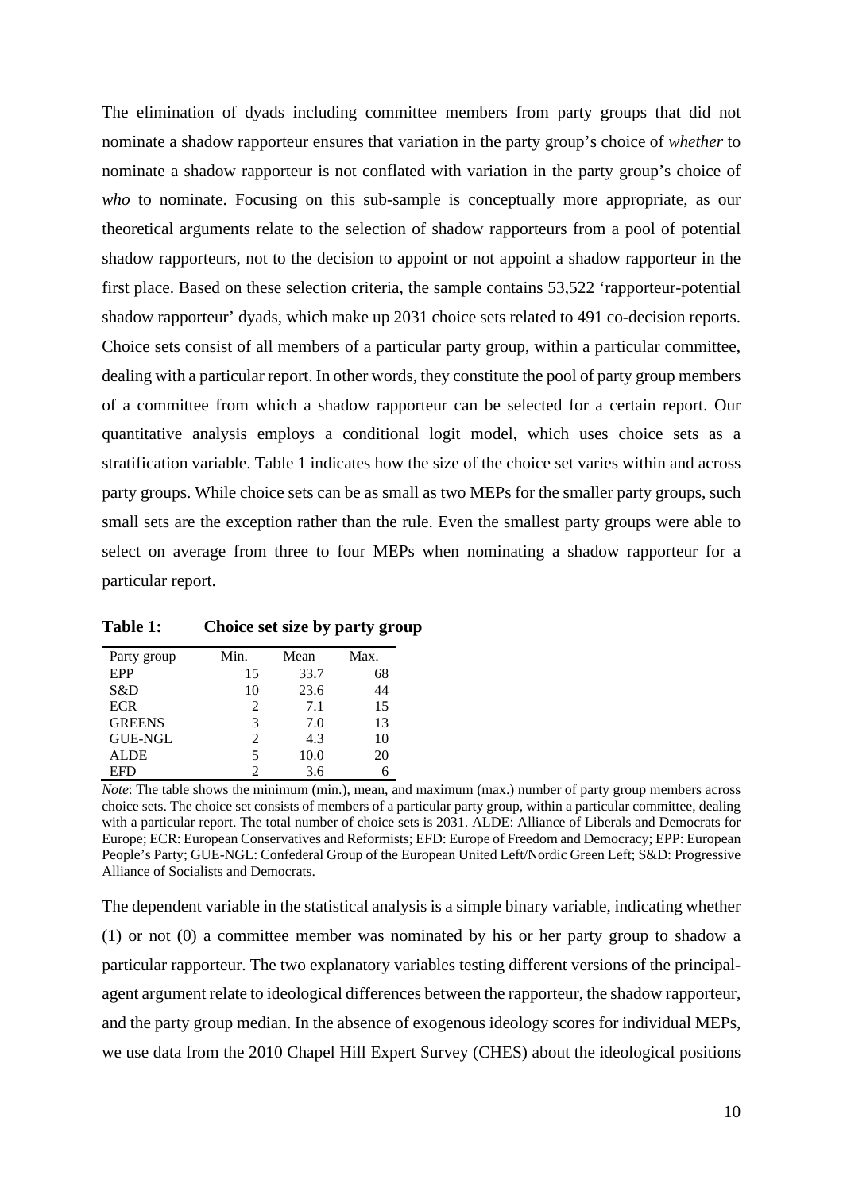The elimination of dyads including committee members from party groups that did not nominate a shadow rapporteur ensures that variation in the party group's choice of *whether* to nominate a shadow rapporteur is not conflated with variation in the party group's choice of *who* to nominate. Focusing on this sub-sample is conceptually more appropriate, as our theoretical arguments relate to the selection of shadow rapporteurs from a pool of potential shadow rapporteurs, not to the decision to appoint or not appoint a shadow rapporteur in the first place. Based on these selection criteria, the sample contains 53,522 'rapporteur-potential shadow rapporteur' dyads, which make up 2031 choice sets related to 491 co-decision reports. Choice sets consist of all members of a particular party group, within a particular committee, dealing with a particular report. In other words, they constitute the pool of party group members of a committee from which a shadow rapporteur can be selected for a certain report. Our quantitative analysis employs a conditional logit model, which uses choice sets as a stratification variable. Table 1 indicates how the size of the choice set varies within and across party groups. While choice sets can be as small as two MEPs for the smaller party groups, such small sets are the exception rather than the rule. Even the smallest party groups were able to select on average from three to four MEPs when nominating a shadow rapporteur for a particular report.

**Table 1: Choice set size by party group**

| Party group | Min. | Mean | Max. |
|---|---|---|---|
| EPP | 15 | 33.7 | 68 |
| S&D | 10 | 23.6 | 44 |
| ECR | 2 | 7.1 | 15 |
| GREENS | 3 | 7.0 | 13 |
| GUE-NGL | 2 | 4.3 | 10 |
| ALDE | 5 | 10.0 | 20 |
| EFD | 2 | 3.6 | 6 |

*Note*: The table shows the minimum (min.), mean, and maximum (max.) number of party group members across choice sets. The choice set consists of members of a particular party group, within a particular committee, dealing with a particular report. The total number of choice sets is 2031. ALDE: Alliance of Liberals and Democrats for Europe; ECR: European Conservatives and Reformists; EFD: Europe of Freedom and Democracy; EPP: European People's Party; GUE-NGL: Confederal Group of the European United Left/Nordic Green Left; S&D: Progressive Alliance of Socialists and Democrats.

The dependent variable in the statistical analysis is a simple binary variable, indicating whether (1) or not (0) a committee member was nominated by his or her party group to shadow a particular rapporteur. The two explanatory variables testing different versions of the principal-agent argument relate to ideological differences between the rapporteur, the shadow rapporteur, and the party group median. In the absence of exogenous ideology scores for individual MEPs, we use data from the 2010 Chapel Hill Expert Survey (CHES) about the ideological positions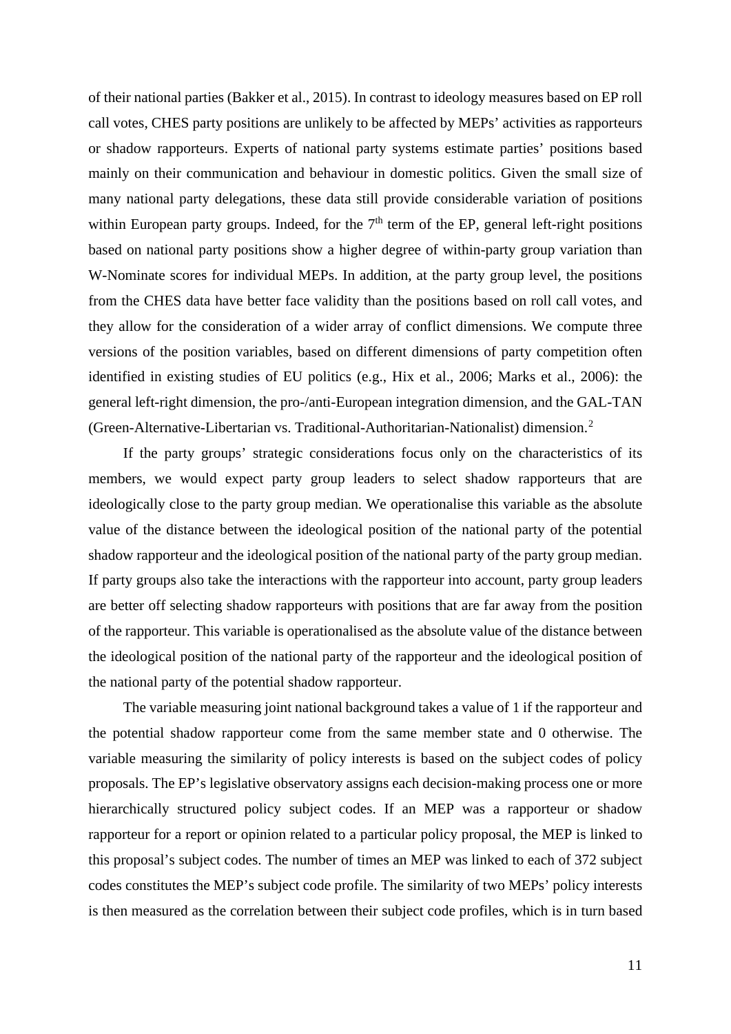of their national parties (Bakker et al., 2015). In contrast to ideology measures based on EP roll call votes, CHES party positions are unlikely to be affected by MEPs' activities as rapporteurs or shadow rapporteurs. Experts of national party systems estimate parties' positions based mainly on their communication and behaviour in domestic politics. Given the small size of many national party delegations, these data still provide considerable variation of positions within European party groups. Indeed, for the 7th term of the EP, general left-right positions based on national party positions show a higher degree of within-party group variation than W-Nominate scores for individual MEPs. In addition, at the party group level, the positions from the CHES data have better face validity than the positions based on roll call votes, and they allow for the consideration of a wider array of conflict dimensions. We compute three versions of the position variables, based on different dimensions of party competition often identified in existing studies of EU politics (e.g., Hix et al., 2006; Marks et al., 2006): the general left-right dimension, the pro-/anti-European integration dimension, and the GAL-TAN (Green-Alternative-Libertarian vs. Traditional-Authoritarian-Nationalist) dimension.[2]

If the party groups' strategic considerations focus only on the characteristics of its members, we would expect party group leaders to select shadow rapporteurs that are ideologically close to the party group median. We operationalise this variable as the absolute value of the distance between the ideological position of the national party of the potential shadow rapporteur and the ideological position of the national party of the party group median. If party groups also take the interactions with the rapporteur into account, party group leaders are better off selecting shadow rapporteurs with positions that are far away from the position of the rapporteur. This variable is operationalised as the absolute value of the distance between the ideological position of the national party of the rapporteur and the ideological position of the national party of the potential shadow rapporteur.

The variable measuring joint national background takes a value of 1 if the rapporteur and the potential shadow rapporteur come from the same member state and 0 otherwise. The variable measuring the similarity of policy interests is based on the subject codes of policy proposals. The EP's legislative observatory assigns each decision-making process one or more hierarchically structured policy subject codes. If an MEP was a rapporteur or shadow rapporteur for a report or opinion related to a particular policy proposal, the MEP is linked to this proposal's subject codes. The number of times an MEP was linked to each of 372 subject codes constitutes the MEP's subject code profile. The similarity of two MEPs' policy interests is then measured as the correlation between their subject code profiles, which is in turn based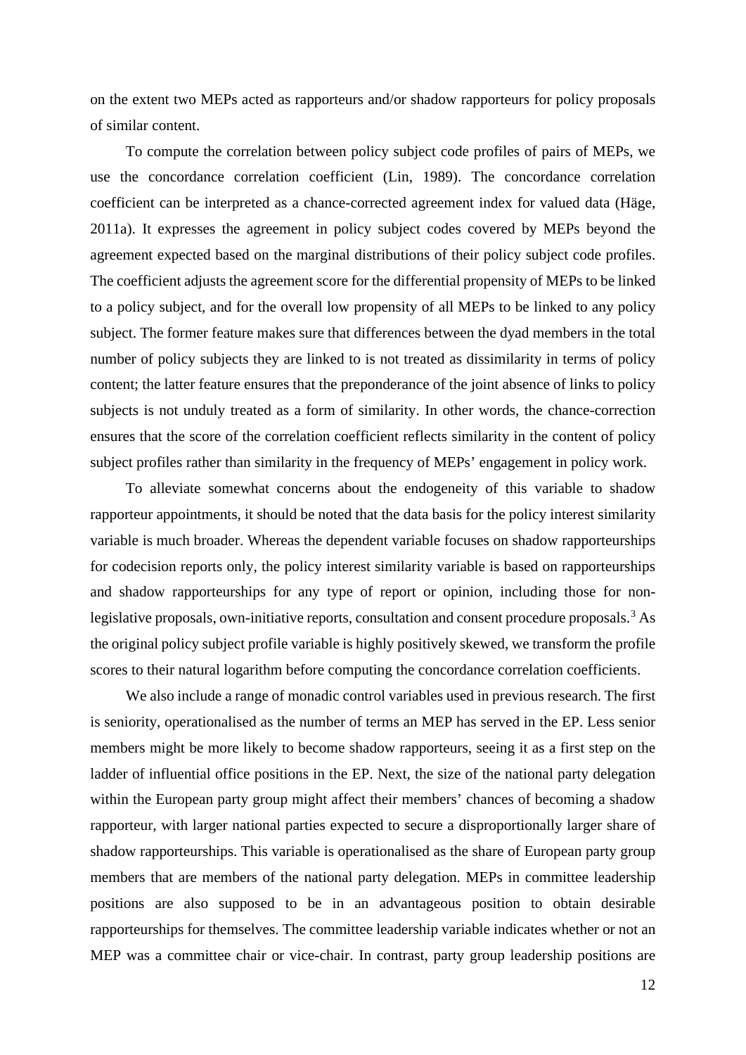on the extent two MEPs acted as rapporteurs and/or shadow rapporteurs for policy proposals of similar content.

To compute the correlation between policy subject code profiles of pairs of MEPs, we use the concordance correlation coefficient (Lin, 1989). The concordance correlation coefficient can be interpreted as a chance-corrected agreement index for valued data (Häge, 2011a). It expresses the agreement in policy subject codes covered by MEPs beyond the agreement expected based on the marginal distributions of their policy subject code profiles. The coefficient adjusts the agreement score for the differential propensity of MEPs to be linked to a policy subject, and for the overall low propensity of all MEPs to be linked to any policy subject. The former feature makes sure that differences between the dyad members in the total number of policy subjects they are linked to is not treated as dissimilarity in terms of policy content; the latter feature ensures that the preponderance of the joint absence of links to policy subjects is not unduly treated as a form of similarity. In other words, the chance-correction ensures that the score of the correlation coefficient reflects similarity in the content of policy subject profiles rather than similarity in the frequency of MEPs' engagement in policy work.

To alleviate somewhat concerns about the endogeneity of this variable to shadow rapporteur appointments, it should be noted that the data basis for the policy interest similarity variable is much broader. Whereas the dependent variable focuses on shadow rapporteurships for codecision reports only, the policy interest similarity variable is based on rapporteurships and shadow rapporteurships for any type of report or opinion, including those for non-legislative proposals, own-initiative reports, consultation and consent procedure proposals.[3] As the original policy subject profile variable is highly positively skewed, we transform the profile scores to their natural logarithm before computing the concordance correlation coefficients.

We also include a range of monadic control variables used in previous research. The first is seniority, operationalised as the number of terms an MEP has served in the EP. Less senior members might be more likely to become shadow rapporteurs, seeing it as a first step on the ladder of influential office positions in the EP. Next, the size of the national party delegation within the European party group might affect their members' chances of becoming a shadow rapporteur, with larger national parties expected to secure a disproportionally larger share of shadow rapporteurships. This variable is operationalised as the share of European party group members that are members of the national party delegation. MEPs in committee leadership positions are also supposed to be in an advantageous position to obtain desirable rapporteurships for themselves. The committee leadership variable indicates whether or not an MEP was a committee chair or vice-chair. In contrast, party group leadership positions are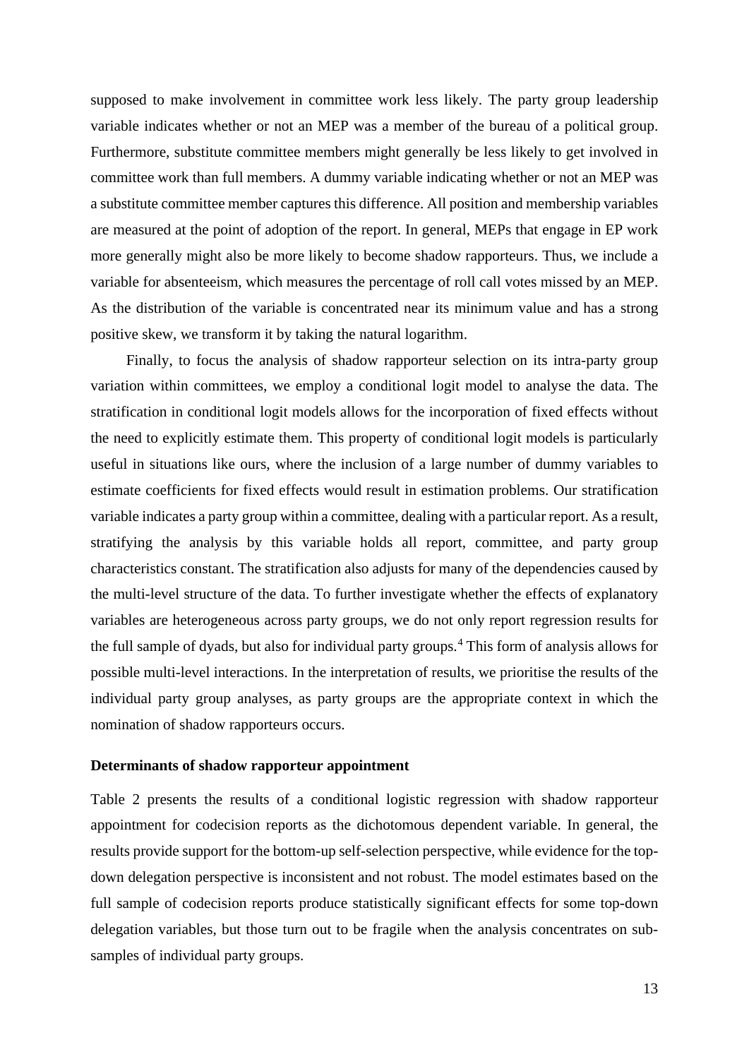supposed to make involvement in committee work less likely. The party group leadership variable indicates whether or not an MEP was a member of the bureau of a political group. Furthermore, substitute committee members might generally be less likely to get involved in committee work than full members. A dummy variable indicating whether or not an MEP was a substitute committee member captures this difference. All position and membership variables are measured at the point of adoption of the report. In general, MEPs that engage in EP work more generally might also be more likely to become shadow rapporteurs. Thus, we include a variable for absenteeism, which measures the percentage of roll call votes missed by an MEP. As the distribution of the variable is concentrated near its minimum value and has a strong positive skew, we transform it by taking the natural logarithm.

Finally, to focus the analysis of shadow rapporteur selection on its intra-party group variation within committees, we employ a conditional logit model to analyse the data. The stratification in conditional logit models allows for the incorporation of fixed effects without the need to explicitly estimate them. This property of conditional logit models is particularly useful in situations like ours, where the inclusion of a large number of dummy variables to estimate coefficients for fixed effects would result in estimation problems. Our stratification variable indicates a party group within a committee, dealing with a particular report. As a result, stratifying the analysis by this variable holds all report, committee, and party group characteristics constant. The stratification also adjusts for many of the dependencies caused by the multi-level structure of the data. To further investigate whether the effects of explanatory variables are heterogeneous across party groups, we do not only report regression results for the full sample of dyads, but also for individual party groups.[4] This form of analysis allows for possible multi-level interactions. In the interpretation of results, we prioritise the results of the individual party group analyses, as party groups are the appropriate context in which the nomination of shadow rapporteurs occurs.

**Determinants of shadow rapporteur appointment**

Table 2 presents the results of a conditional logistic regression with shadow rapporteur appointment for codecision reports as the dichotomous dependent variable. In general, the results provide support for the bottom-up self-selection perspective, while evidence for the top-down delegation perspective is inconsistent and not robust. The model estimates based on the full sample of codecision reports produce statistically significant effects for some top-down delegation variables, but those turn out to be fragile when the analysis concentrates on sub-samples of individual party groups.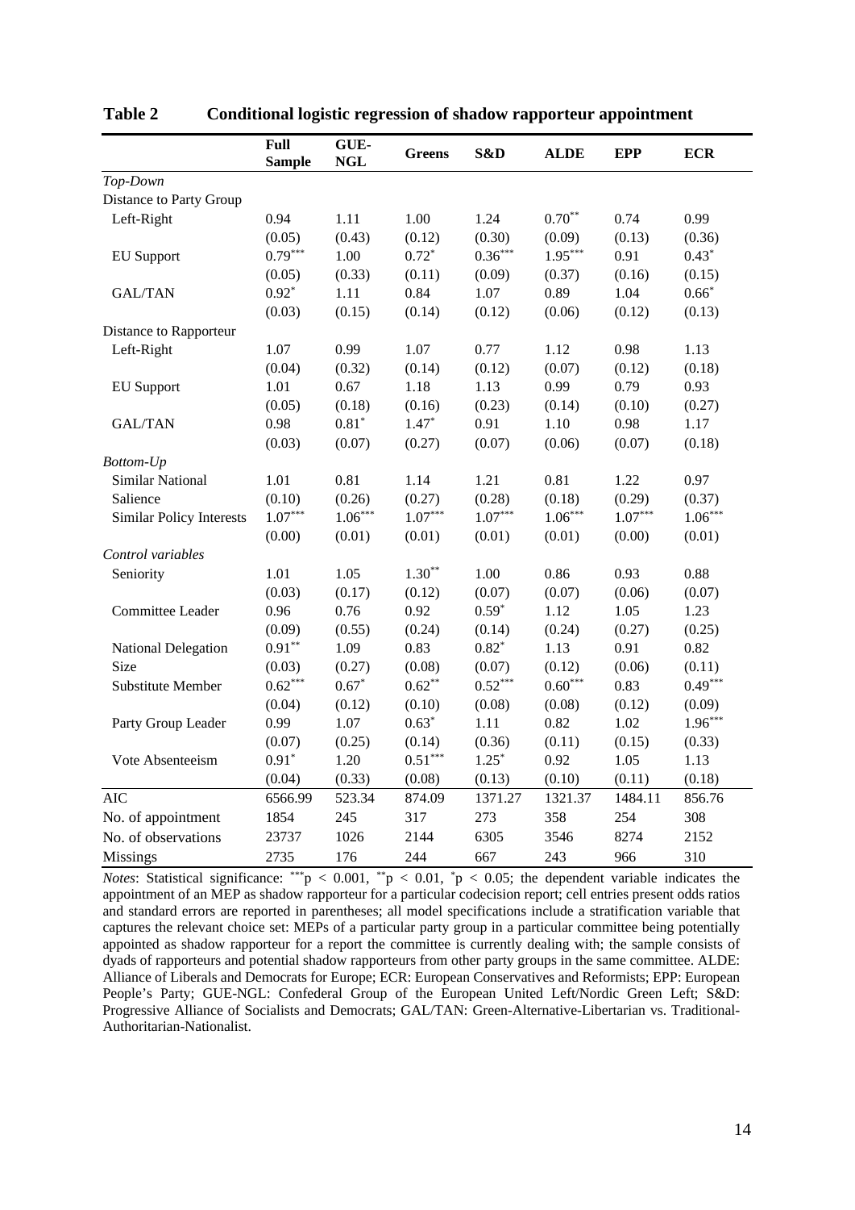**Table 2 Conditional logistic regression of shadow rapporteur appointment**

| | Full Sample | GUE-NGL | Greens | S&D | ALDE | EPP | ECR |
|---|---|---|---|---|---|---|---|
| *Top-Down* | | | | | | | |
| Distance to Party Group | | | | | | | |
| Left-Right | 0.94 | 1.11 | 1.00 | 1.24 | 0.70** | 0.74 | 0.99 |
| | (0.05) | (0.43) | (0.12) | (0.30) | (0.09) | (0.13) | (0.36) |
| EU Support | 0.79*** | 1.00 | 0.72* | 0.36*** | 1.95*** | 0.91 | 0.43* |
| | (0.05) | (0.33) | (0.11) | (0.09) | (0.37) | (0.16) | (0.15) |
| GAL/TAN | 0.92* | 1.11 | 0.84 | 1.07 | 0.89 | 1.04 | 0.66* |
| | (0.03) | (0.15) | (0.14) | (0.12) | (0.06) | (0.12) | (0.13) |
| Distance to Rapporteur | | | | | | | |
| Left-Right | 1.07 | 0.99 | 1.07 | 0.77 | 1.12 | 0.98 | 1.13 |
| | (0.04) | (0.32) | (0.14) | (0.12) | (0.07) | (0.12) | (0.18) |
| EU Support | 1.01 | 0.67 | 1.18 | 1.13 | 0.99 | 0.79 | 0.93 |
| | (0.05) | (0.18) | (0.16) | (0.23) | (0.14) | (0.10) | (0.27) |
| GAL/TAN | 0.98 | 0.81* | 1.47* | 0.91 | 1.10 | 0.98 | 1.17 |
| | (0.03) | (0.07) | (0.27) | (0.07) | (0.06) | (0.07) | (0.18) |
| *Bottom-Up* | | | | | | | |
| Similar National Salience | 1.01 | 0.81 | 1.14 | 1.21 | 0.81 | 1.22 | 0.97 |
| | (0.10) | (0.26) | (0.27) | (0.28) | (0.18) | (0.29) | (0.37) |
| Similar Policy Interests | 1.07*** | 1.06*** | 1.07*** | 1.07*** | 1.06*** | 1.07*** | 1.06*** |
| | (0.00) | (0.01) | (0.01) | (0.01) | (0.01) | (0.00) | (0.01) |
| *Control variables* | | | | | | | |
| Seniority | 1.01 | 1.05 | 1.30** | 1.00 | 0.86 | 0.93 | 0.88 |
| | (0.03) | (0.17) | (0.12) | (0.07) | (0.07) | (0.06) | (0.07) |
| Committee Leader | 0.96 | 0.76 | 0.92 | 0.59* | 1.12 | 1.05 | 1.23 |
| | (0.09) | (0.55) | (0.24) | (0.14) | (0.24) | (0.27) | (0.25) |
| National Delegation Size | 0.91** | 1.09 | 0.83 | 0.82* | 1.13 | 0.91 | 0.82 |
| | (0.03) | (0.27) | (0.08) | (0.07) | (0.12) | (0.06) | (0.11) |
| Substitute Member | 0.62*** | 0.67* | 0.62** | 0.52*** | 0.60*** | 0.83 | 0.49*** |
| | (0.04) | (0.12) | (0.10) | (0.08) | (0.08) | (0.12) | (0.09) |
| Party Group Leader | 0.99 | 1.07 | 0.63* | 1.11 | 0.82 | 1.02 | 1.96*** |
| | (0.07) | (0.25) | (0.14) | (0.36) | (0.11) | (0.15) | (0.33) |
| Vote Absenteeism | 0.91* | 1.20 | 0.51*** | 1.25* | 0.92 | 1.05 | 1.13 |
| | (0.04) | (0.33) | (0.08) | (0.13) | (0.10) | (0.11) | (0.18) |
| AIC | 6566.99 | 523.34 | 874.09 | 1371.27 | 1321.37 | 1484.11 | 856.76 |
| No. of appointment | 1854 | 245 | 317 | 273 | 358 | 254 | 308 |
| No. of observations | 23737 | 1026 | 2144 | 6305 | 3546 | 8274 | 2152 |
| Missings | 2735 | 176 | 244 | 667 | 243 | 966 | 310 |

*Notes*: Statistical significance: ***$p < 0.001$, **$p < 0.01$, *$p < 0.05$; the dependent variable indicates the appointment of an MEP as shadow rapporteur for a particular codecision report; cell entries present odds ratios and standard errors are reported in parentheses; all model specifications include a stratification variable that captures the relevant choice set: MEPs of a particular party group in a particular committee being potentially appointed as shadow rapporteur for a report the committee is currently dealing with; the sample consists of dyads of rapporteurs and potential shadow rapporteurs from other party groups in the same committee. ALDE: Alliance of Liberals and Democrats for Europe; ECR: European Conservatives and Reformists; EPP: European People's Party; GUE-NGL: Confederal Group of the European United Left/Nordic Green Left; S&D: Progressive Alliance of Socialists and Democrats; GAL/TAN: Green-Alternative-Libertarian vs. Traditional-Authoritarian-Nationalist.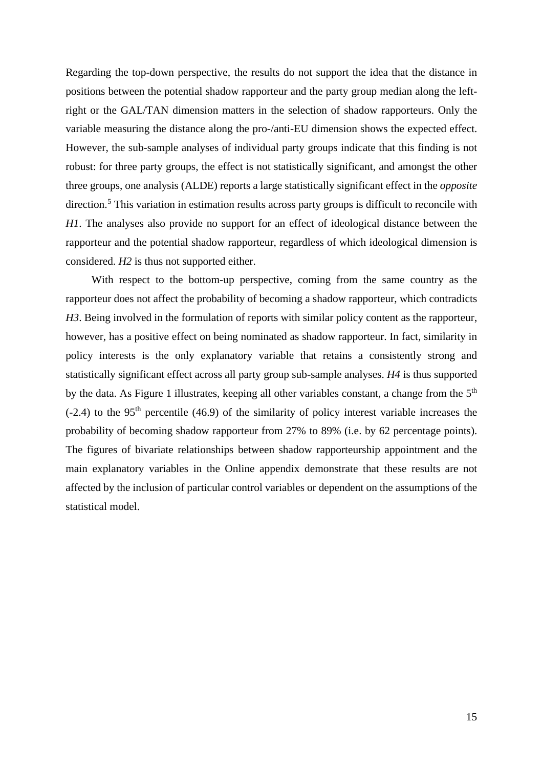Regarding the top-down perspective, the results do not support the idea that the distance in positions between the potential shadow rapporteur and the party group median along the left-right or the GAL/TAN dimension matters in the selection of shadow rapporteurs. Only the variable measuring the distance along the pro-/anti-EU dimension shows the expected effect. However, the sub-sample analyses of individual party groups indicate that this finding is not robust: for three party groups, the effect is not statistically significant, and amongst the other three groups, one analysis (ALDE) reports a large statistically significant effect in the *opposite* direction.[5] This variation in estimation results across party groups is difficult to reconcile with *H1*. The analyses also provide no support for an effect of ideological distance between the rapporteur and the potential shadow rapporteur, regardless of which ideological dimension is considered. *H2* is thus not supported either.

With respect to the bottom-up perspective, coming from the same country as the rapporteur does not affect the probability of becoming a shadow rapporteur, which contradicts *H3*. Being involved in the formulation of reports with similar policy content as the rapporteur, however, has a positive effect on being nominated as shadow rapporteur. In fact, similarity in policy interests is the only explanatory variable that retains a consistently strong and statistically significant effect across all party group sub-sample analyses. *H4* is thus supported by the data. As Figure 1 illustrates, keeping all other variables constant, a change from the 5th (-2.4) to the 95th percentile (46.9) of the similarity of policy interest variable increases the probability of becoming shadow rapporteur from 27% to 89% (i.e. by 62 percentage points). The figures of bivariate relationships between shadow rapporteurship appointment and the main explanatory variables in the Online appendix demonstrate that these results are not affected by the inclusion of particular control variables or dependent on the assumptions of the statistical model.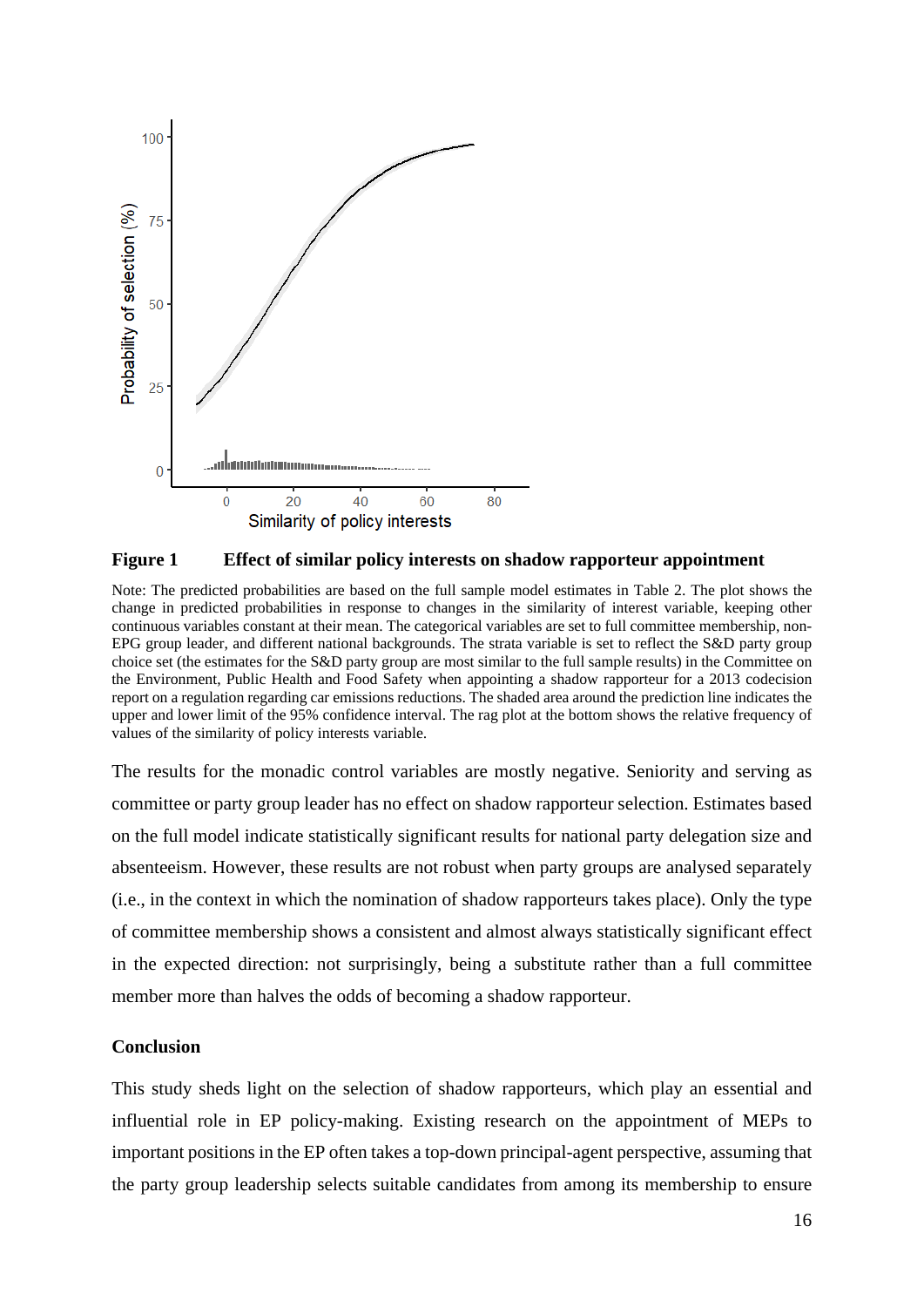**Figure 1** Effect of similar policy interests on shadow rapporteur appointment

Note: The predicted probabilities are based on the full sample model estimates in Table 2. The plot shows the change in predicted probabilities in response to changes in the similarity of interest variable, keeping other continuous variables constant at their mean. The categorical variables are set to full committee membership, non-EPG group leader, and different national backgrounds. The strata variable is set to reflect the S&D party group choice set (the estimates for the S&D party group are most similar to the full sample results) in the Committee on the Environment, Public Health and Food Safety when appointing a shadow rapporteur for a 2013 codecision report on a regulation regarding car emissions reductions. The shaded area around the prediction line indicates the upper and lower limit of the 95% confidence interval. The rag plot at the bottom shows the relative frequency of values of the similarity of policy interests variable.

The results for the monadic control variables are mostly negative. Seniority and serving as committee or party group leader has no effect on shadow rapporteur selection. Estimates based on the full model indicate statistically significant results for national party delegation size and absenteeism. However, these results are not robust when party groups are analysed separately (i.e., in the context in which the nomination of shadow rapporteurs takes place). Only the type of committee membership shows a consistent and almost always statistically significant effect in the expected direction: not surprisingly, being a substitute rather than a full committee member more than halves the odds of becoming a shadow rapporteur.

## Conclusion

This study sheds light on the selection of shadow rapporteurs, which play an essential and influential role in EP policy-making. Existing research on the appointment of MEPs to important positions in the EP often takes a top-down principal-agent perspective, assuming that the party group leadership selects suitable candidates from among its membership to ensure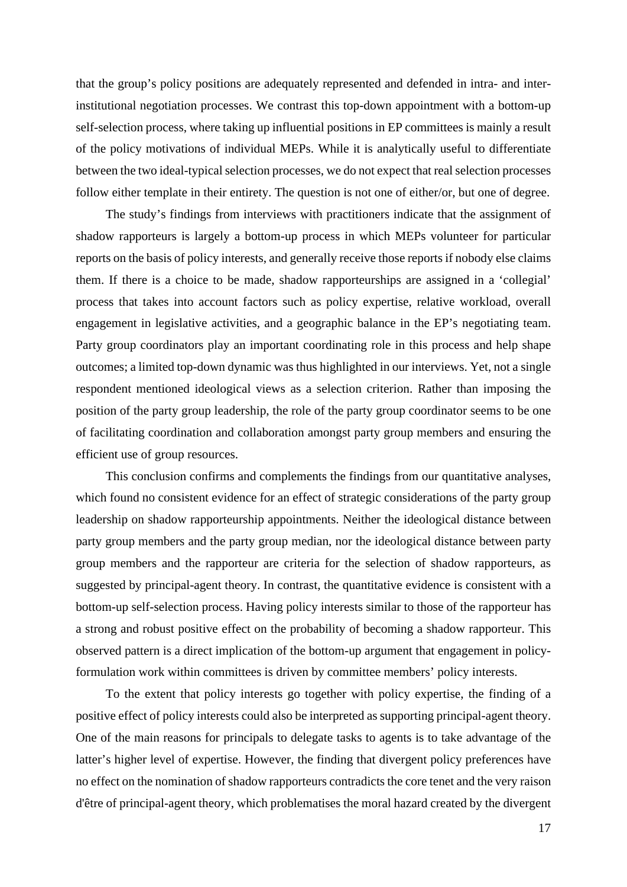that the group's policy positions are adequately represented and defended in intra- and inter-institutional negotiation processes. We contrast this top-down appointment with a bottom-up self-selection process, where taking up influential positions in EP committees is mainly a result of the policy motivations of individual MEPs. While it is analytically useful to differentiate between the two ideal-typical selection processes, we do not expect that real selection processes follow either template in their entirety. The question is not one of either/or, but one of degree.

The study's findings from interviews with practitioners indicate that the assignment of shadow rapporteurs is largely a bottom-up process in which MEPs volunteer for particular reports on the basis of policy interests, and generally receive those reports if nobody else claims them. If there is a choice to be made, shadow rapporteurships are assigned in a 'collegial' process that takes into account factors such as policy expertise, relative workload, overall engagement in legislative activities, and a geographic balance in the EP's negotiating team. Party group coordinators play an important coordinating role in this process and help shape outcomes; a limited top-down dynamic was thus highlighted in our interviews. Yet, not a single respondent mentioned ideological views as a selection criterion. Rather than imposing the position of the party group leadership, the role of the party group coordinator seems to be one of facilitating coordination and collaboration amongst party group members and ensuring the efficient use of group resources.

This conclusion confirms and complements the findings from our quantitative analyses, which found no consistent evidence for an effect of strategic considerations of the party group leadership on shadow rapporteurship appointments. Neither the ideological distance between party group members and the party group median, nor the ideological distance between party group members and the rapporteur are criteria for the selection of shadow rapporteurs, as suggested by principal-agent theory. In contrast, the quantitative evidence is consistent with a bottom-up self-selection process. Having policy interests similar to those of the rapporteur has a strong and robust positive effect on the probability of becoming a shadow rapporteur. This observed pattern is a direct implication of the bottom-up argument that engagement in policy-formulation work within committees is driven by committee members' policy interests.

To the extent that policy interests go together with policy expertise, the finding of a positive effect of policy interests could also be interpreted as supporting principal-agent theory. One of the main reasons for principals to delegate tasks to agents is to take advantage of the latter's higher level of expertise. However, the finding that divergent policy preferences have no effect on the nomination of shadow rapporteurs contradicts the core tenet and the very raison d'être of principal-agent theory, which problematises the moral hazard created by the divergent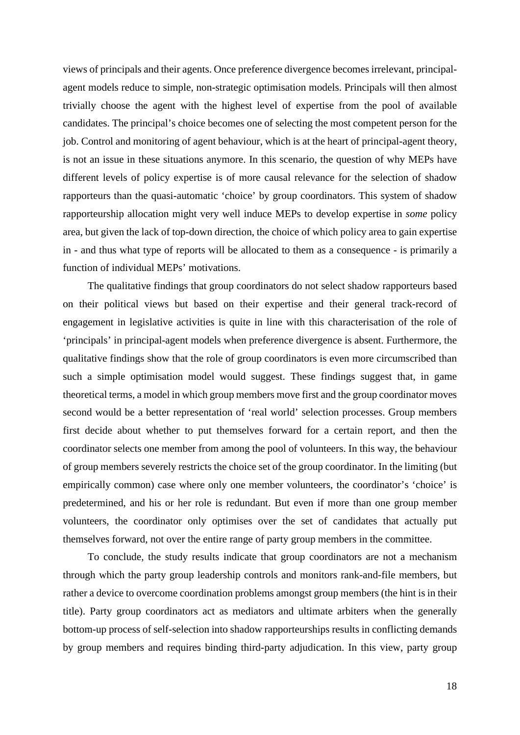views of principals and their agents. Once preference divergence becomes irrelevant, principal-agent models reduce to simple, non-strategic optimisation models. Principals will then almost trivially choose the agent with the highest level of expertise from the pool of available candidates. The principal's choice becomes one of selecting the most competent person for the job. Control and monitoring of agent behaviour, which is at the heart of principal-agent theory, is not an issue in these situations anymore. In this scenario, the question of why MEPs have different levels of policy expertise is of more causal relevance for the selection of shadow rapporteurs than the quasi-automatic 'choice' by group coordinators. This system of shadow rapporteurship allocation might very well induce MEPs to develop expertise in *some* policy area, but given the lack of top-down direction, the choice of which policy area to gain expertise in - and thus what type of reports will be allocated to them as a consequence - is primarily a function of individual MEPs' motivations.

The qualitative findings that group coordinators do not select shadow rapporteurs based on their political views but based on their expertise and their general track-record of engagement in legislative activities is quite in line with this characterisation of the role of 'principals' in principal-agent models when preference divergence is absent. Furthermore, the qualitative findings show that the role of group coordinators is even more circumscribed than such a simple optimisation model would suggest. These findings suggest that, in game theoretical terms, a model in which group members move first and the group coordinator moves second would be a better representation of 'real world' selection processes. Group members first decide about whether to put themselves forward for a certain report, and then the coordinator selects one member from among the pool of volunteers. In this way, the behaviour of group members severely restricts the choice set of the group coordinator. In the limiting (but empirically common) case where only one member volunteers, the coordinator's 'choice' is predetermined, and his or her role is redundant. But even if more than one group member volunteers, the coordinator only optimises over the set of candidates that actually put themselves forward, not over the entire range of party group members in the committee.

To conclude, the study results indicate that group coordinators are not a mechanism through which the party group leadership controls and monitors rank-and-file members, but rather a device to overcome coordination problems amongst group members (the hint is in their title). Party group coordinators act as mediators and ultimate arbiters when the generally bottom-up process of self-selection into shadow rapporteurships results in conflicting demands by group members and requires binding third-party adjudication. In this view, party group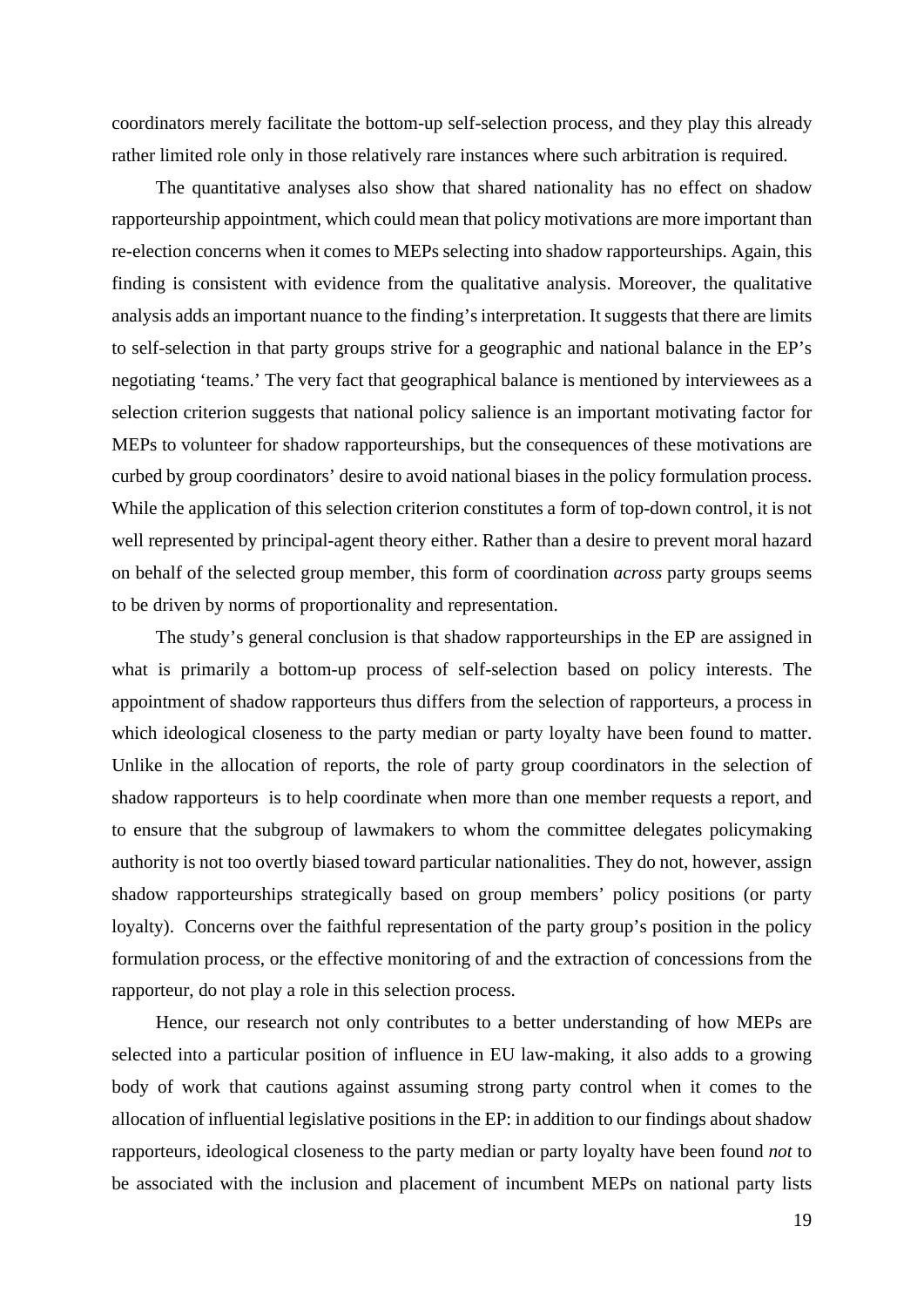coordinators merely facilitate the bottom-up self-selection process, and they play this already rather limited role only in those relatively rare instances where such arbitration is required.

The quantitative analyses also show that shared nationality has no effect on shadow rapporteurship appointment, which could mean that policy motivations are more important than re-election concerns when it comes to MEPs selecting into shadow rapporteurships. Again, this finding is consistent with evidence from the qualitative analysis. Moreover, the qualitative analysis adds an important nuance to the finding's interpretation. It suggests that there are limits to self-selection in that party groups strive for a geographic and national balance in the EP's negotiating 'teams.' The very fact that geographical balance is mentioned by interviewees as a selection criterion suggests that national policy salience is an important motivating factor for MEPs to volunteer for shadow rapporteurships, but the consequences of these motivations are curbed by group coordinators' desire to avoid national biases in the policy formulation process. While the application of this selection criterion constitutes a form of top-down control, it is not well represented by principal-agent theory either. Rather than a desire to prevent moral hazard on behalf of the selected group member, this form of coordination *across* party groups seems to be driven by norms of proportionality and representation.

The study's general conclusion is that shadow rapporteurships in the EP are assigned in what is primarily a bottom-up process of self-selection based on policy interests. The appointment of shadow rapporteurs thus differs from the selection of rapporteurs, a process in which ideological closeness to the party median or party loyalty have been found to matter. Unlike in the allocation of reports, the role of party group coordinators in the selection of shadow rapporteurs is to help coordinate when more than one member requests a report, and to ensure that the subgroup of lawmakers to whom the committee delegates policymaking authority is not too overtly biased toward particular nationalities. They do not, however, assign shadow rapporteurships strategically based on group members' policy positions (or party loyalty). Concerns over the faithful representation of the party group's position in the policy formulation process, or the effective monitoring of and the extraction of concessions from the rapporteur, do not play a role in this selection process.

Hence, our research not only contributes to a better understanding of how MEPs are selected into a particular position of influence in EU law-making, it also adds to a growing body of work that cautions against assuming strong party control when it comes to the allocation of influential legislative positions in the EP: in addition to our findings about shadow rapporteurs, ideological closeness to the party median or party loyalty have been found *not* to be associated with the inclusion and placement of incumbent MEPs on national party lists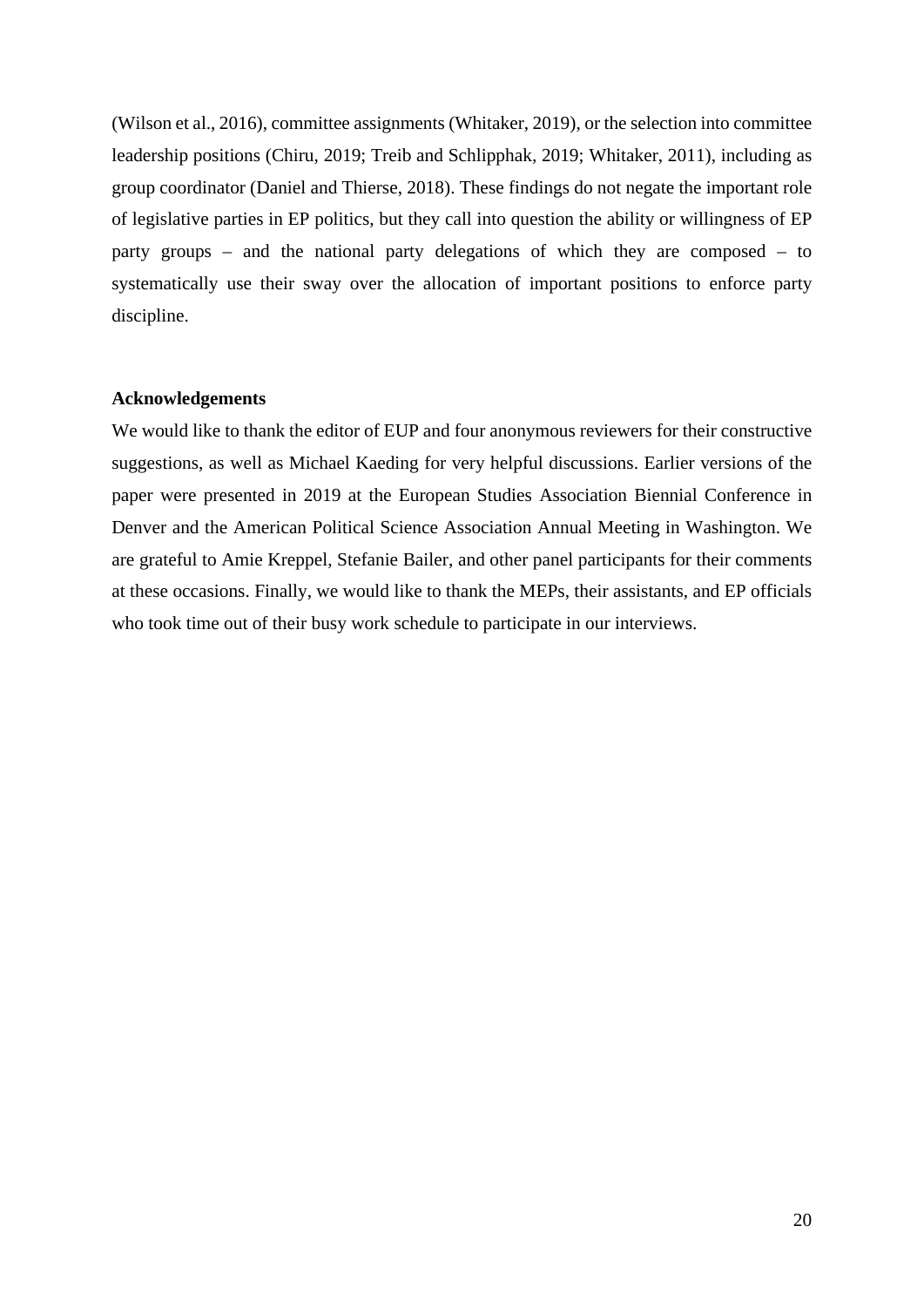(Wilson et al., 2016), committee assignments (Whitaker, 2019), or the selection into committee leadership positions (Chiru, 2019; Treib and Schlipphak, 2019; Whitaker, 2011), including as group coordinator (Daniel and Thierse, 2018). These findings do not negate the important role of legislative parties in EP politics, but they call into question the ability or willingness of EP party groups – and the national party delegations of which they are composed – to systematically use their sway over the allocation of important positions to enforce party discipline.

**Acknowledgements**

We would like to thank the editor of EUP and four anonymous reviewers for their constructive suggestions, as well as Michael Kaeding for very helpful discussions. Earlier versions of the paper were presented in 2019 at the European Studies Association Biennial Conference in Denver and the American Political Science Association Annual Meeting in Washington. We are grateful to Amie Kreppel, Stefanie Bailer, and other panel participants for their comments at these occasions. Finally, we would like to thank the MEPs, their assistants, and EP officials who took time out of their busy work schedule to participate in our interviews.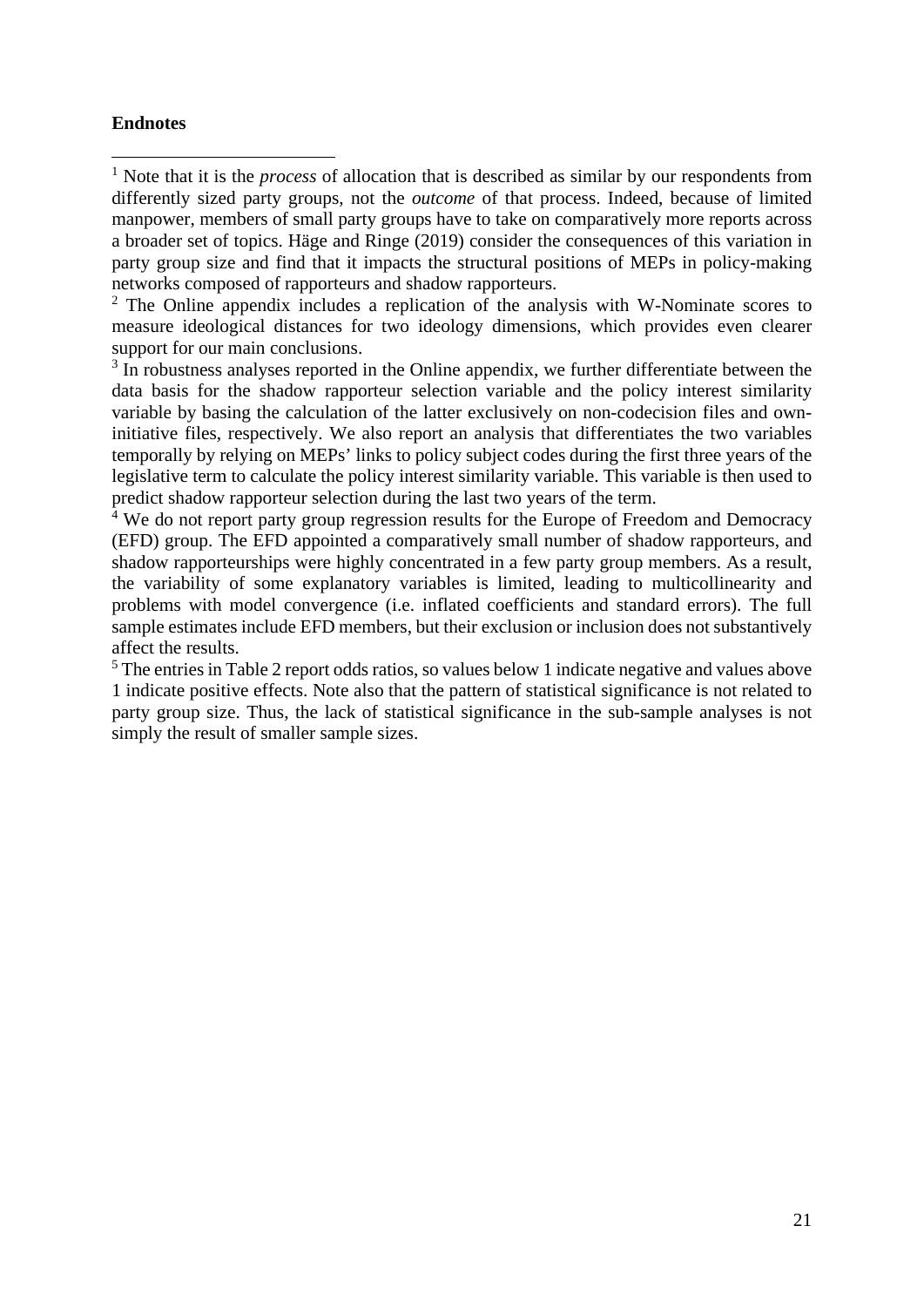**Endnotes**

[1] Note that it is the *process* of allocation that is described as similar by our respondents from differently sized party groups, not the *outcome* of that process. Indeed, because of limited manpower, members of small party groups have to take on comparatively more reports across a broader set of topics. Häge and Ringe (2019) consider the consequences of this variation in party group size and find that it impacts the structural positions of MEPs in policy-making networks composed of rapporteurs and shadow rapporteurs.

[2] The Online appendix includes a replication of the analysis with W-Nominate scores to measure ideological distances for two ideology dimensions, which provides even clearer support for our main conclusions.

[3] In robustness analyses reported in the Online appendix, we further differentiate between the data basis for the shadow rapporteur selection variable and the policy interest similarity variable by basing the calculation of the latter exclusively on non-codecision files and own-initiative files, respectively. We also report an analysis that differentiates the two variables temporally by relying on MEPs' links to policy subject codes during the first three years of the legislative term to calculate the policy interest similarity variable. This variable is then used to predict shadow rapporteur selection during the last two years of the term.

[4] We do not report party group regression results for the Europe of Freedom and Democracy (EFD) group. The EFD appointed a comparatively small number of shadow rapporteurs, and shadow rapporteurships were highly concentrated in a few party group members. As a result, the variability of some explanatory variables is limited, leading to multicollinearity and problems with model convergence (i.e. inflated coefficients and standard errors). The full sample estimates include EFD members, but their exclusion or inclusion does not substantively affect the results.

[5] The entries in Table 2 report odds ratios, so values below 1 indicate negative and values above 1 indicate positive effects. Note also that the pattern of statistical significance is not related to party group size. Thus, the lack of statistical significance in the sub-sample analyses is not simply the result of smaller sample sizes.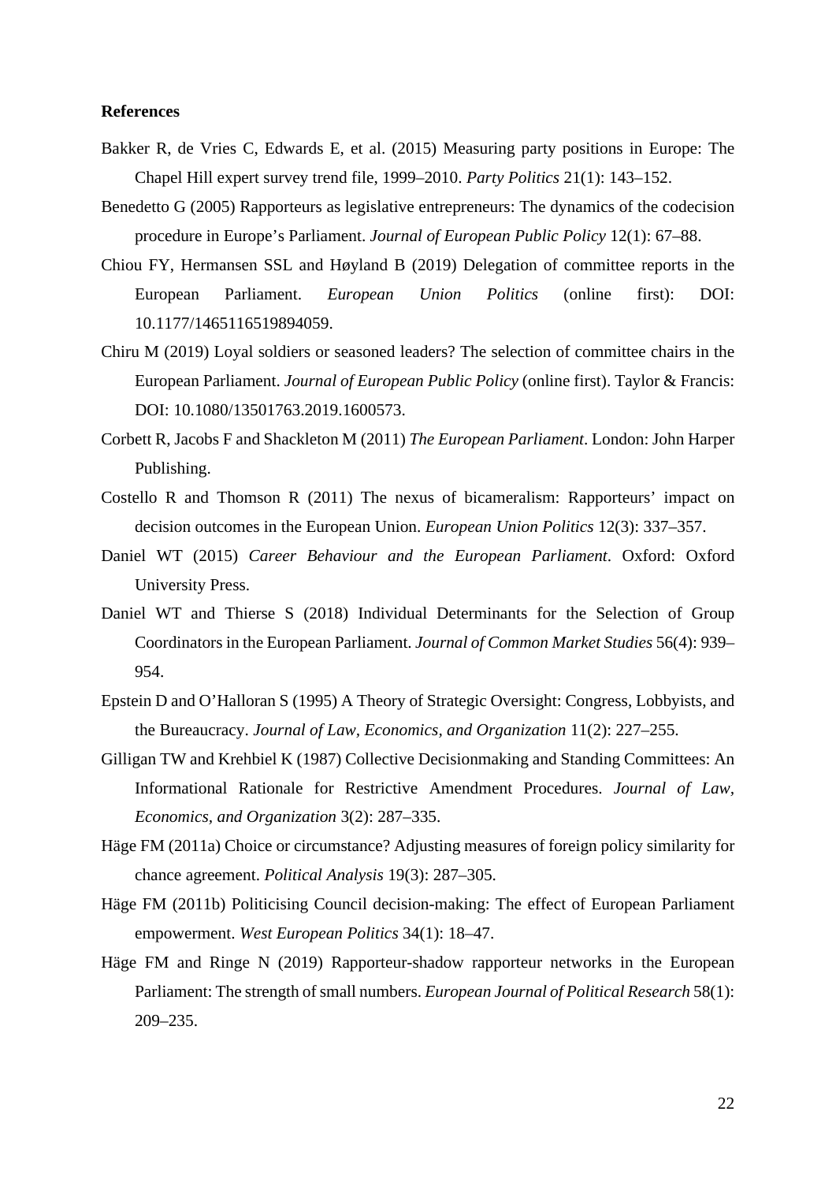**References**

Bakker R, de Vries C, Edwards E, et al. (2015) Measuring party positions in Europe: The Chapel Hill expert survey trend file, 1999–2010. *Party Politics* 21(1): 143–152.

Benedetto G (2005) Rapporteurs as legislative entrepreneurs: The dynamics of the codecision procedure in Europe's Parliament. *Journal of European Public Policy* 12(1): 67–88.

Chiou FY, Hermansen SSL and Høyland B (2019) Delegation of committee reports in the European Parliament. *European Union Politics* (online first): DOI: 10.1177/1465116519894059.

Chiru M (2019) Loyal soldiers or seasoned leaders? The selection of committee chairs in the European Parliament. *Journal of European Public Policy* (online first). Taylor & Francis: DOI: 10.1080/13501763.2019.1600573.

Corbett R, Jacobs F and Shackleton M (2011) *The European Parliament*. London: John Harper Publishing.

Costello R and Thomson R (2011) The nexus of bicameralism: Rapporteurs' impact on decision outcomes in the European Union. *European Union Politics* 12(3): 337–357.

Daniel WT (2015) *Career Behaviour and the European Parliament*. Oxford: Oxford University Press.

Daniel WT and Thierse S (2018) Individual Determinants for the Selection of Group Coordinators in the European Parliament. *Journal of Common Market Studies* 56(4): 939–954.

Epstein D and O'Halloran S (1995) A Theory of Strategic Oversight: Congress, Lobbyists, and the Bureaucracy. *Journal of Law, Economics, and Organization* 11(2): 227–255.

Gilligan TW and Krehbiel K (1987) Collective Decisionmaking and Standing Committees: An Informational Rationale for Restrictive Amendment Procedures. *Journal of Law, Economics, and Organization* 3(2): 287–335.

Häge FM (2011a) Choice or circumstance? Adjusting measures of foreign policy similarity for chance agreement. *Political Analysis* 19(3): 287–305.

Häge FM (2011b) Politicising Council decision-making: The effect of European Parliament empowerment. *West European Politics* 34(1): 18–47.

Häge FM and Ringe N (2019) Rapporteur-shadow rapporteur networks in the European Parliament: The strength of small numbers. *European Journal of Political Research* 58(1): 209–235.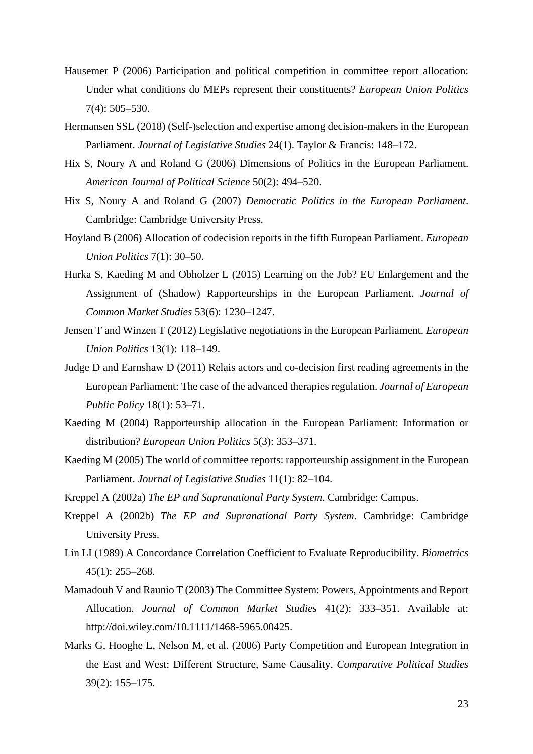Hausemer P (2006) Participation and political competition in committee report allocation: Under what conditions do MEPs represent their constituents? *European Union Politics* 7(4): 505–530.

Hermansen SSL (2018) (Self-)selection and expertise among decision-makers in the European Parliament. *Journal of Legislative Studies* 24(1). Taylor & Francis: 148–172.

Hix S, Noury A and Roland G (2006) Dimensions of Politics in the European Parliament. *American Journal of Political Science* 50(2): 494–520.

Hix S, Noury A and Roland G (2007) *Democratic Politics in the European Parliament*. Cambridge: Cambridge University Press.

Hoyland B (2006) Allocation of codecision reports in the fifth European Parliament. *European Union Politics* 7(1): 30–50.

Hurka S, Kaeding M and Obholzer L (2015) Learning on the Job? EU Enlargement and the Assignment of (Shadow) Rapporteurships in the European Parliament. *Journal of Common Market Studies* 53(6): 1230–1247.

Jensen T and Winzen T (2012) Legislative negotiations in the European Parliament. *European Union Politics* 13(1): 118–149.

Judge D and Earnshaw D (2011) Relais actors and co-decision first reading agreements in the European Parliament: The case of the advanced therapies regulation. *Journal of European Public Policy* 18(1): 53–71.

Kaeding M (2004) Rapporteurship allocation in the European Parliament: Information or distribution? *European Union Politics* 5(3): 353–371.

Kaeding M (2005) The world of committee reports: rapporteurship assignment in the European Parliament. *Journal of Legislative Studies* 11(1): 82–104.

Kreppel A (2002a) *The EP and Supranational Party System*. Cambridge: Campus.

Kreppel A (2002b) *The EP and Supranational Party System*. Cambridge: Cambridge University Press.

Lin LI (1989) A Concordance Correlation Coefficient to Evaluate Reproducibility. *Biometrics* 45(1): 255–268.

Mamadouh V and Raunio T (2003) The Committee System: Powers, Appointments and Report Allocation. *Journal of Common Market Studies* 41(2): 333–351. Available at: http://doi.wiley.com/10.1111/1468-5965.00425.

Marks G, Hooghe L, Nelson M, et al. (2006) Party Competition and European Integration in the East and West: Different Structure, Same Causality. *Comparative Political Studies* 39(2): 155–175.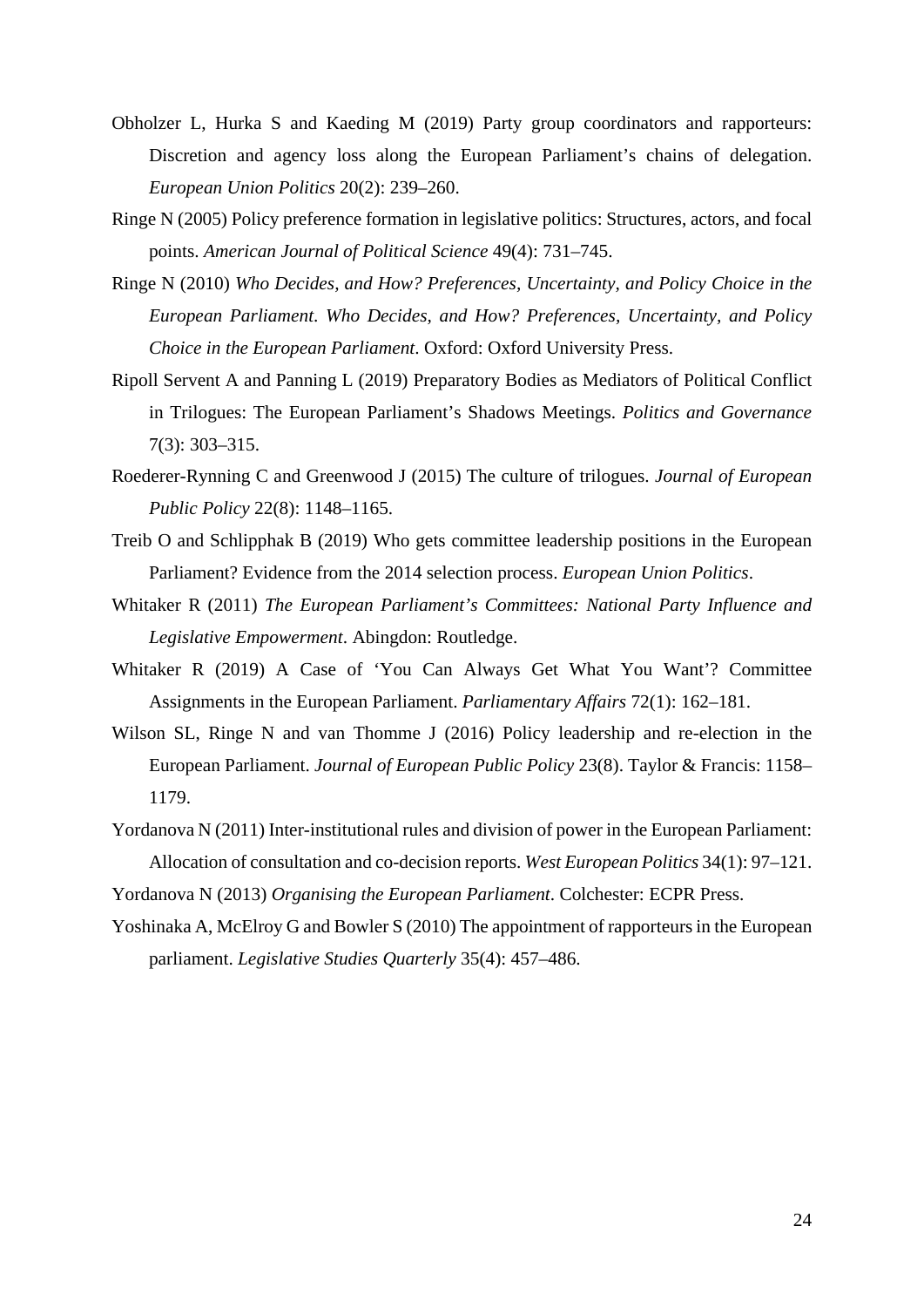Obholzer L, Hurka S and Kaeding M (2019) Party group coordinators and rapporteurs: Discretion and agency loss along the European Parliament's chains of delegation. *European Union Politics* 20(2): 239–260.

Ringe N (2005) Policy preference formation in legislative politics: Structures, actors, and focal points. *American Journal of Political Science* 49(4): 731–745.

Ringe N (2010) *Who Decides, and How? Preferences, Uncertainty, and Policy Choice in the European Parliament. Who Decides, and How? Preferences, Uncertainty, and Policy Choice in the European Parliament*. Oxford: Oxford University Press.

Ripoll Servent A and Panning L (2019) Preparatory Bodies as Mediators of Political Conflict in Trilogues: The European Parliament's Shadows Meetings. *Politics and Governance* 7(3): 303–315.

Roederer-Rynning C and Greenwood J (2015) The culture of trilogues. *Journal of European Public Policy* 22(8): 1148–1165.

Treib O and Schlipphak B (2019) Who gets committee leadership positions in the European Parliament? Evidence from the 2014 selection process. *European Union Politics*.

Whitaker R (2011) *The European Parliament's Committees: National Party Influence and Legislative Empowerment*. Abingdon: Routledge.

Whitaker R (2019) A Case of 'You Can Always Get What You Want'? Committee Assignments in the European Parliament. *Parliamentary Affairs* 72(1): 162–181.

Wilson SL, Ringe N and van Thomme J (2016) Policy leadership and re-election in the European Parliament. *Journal of European Public Policy* 23(8). Taylor & Francis: 1158–1179.

Yordanova N (2011) Inter-institutional rules and division of power in the European Parliament: Allocation of consultation and co-decision reports. *West European Politics* 34(1): 97–121.

Yordanova N (2013) *Organising the European Parliament*. Colchester: ECPR Press.

Yoshinaka A, McElroy G and Bowler S (2010) The appointment of rapporteurs in the European parliament. *Legislative Studies Quarterly* 35(4): 457–486.